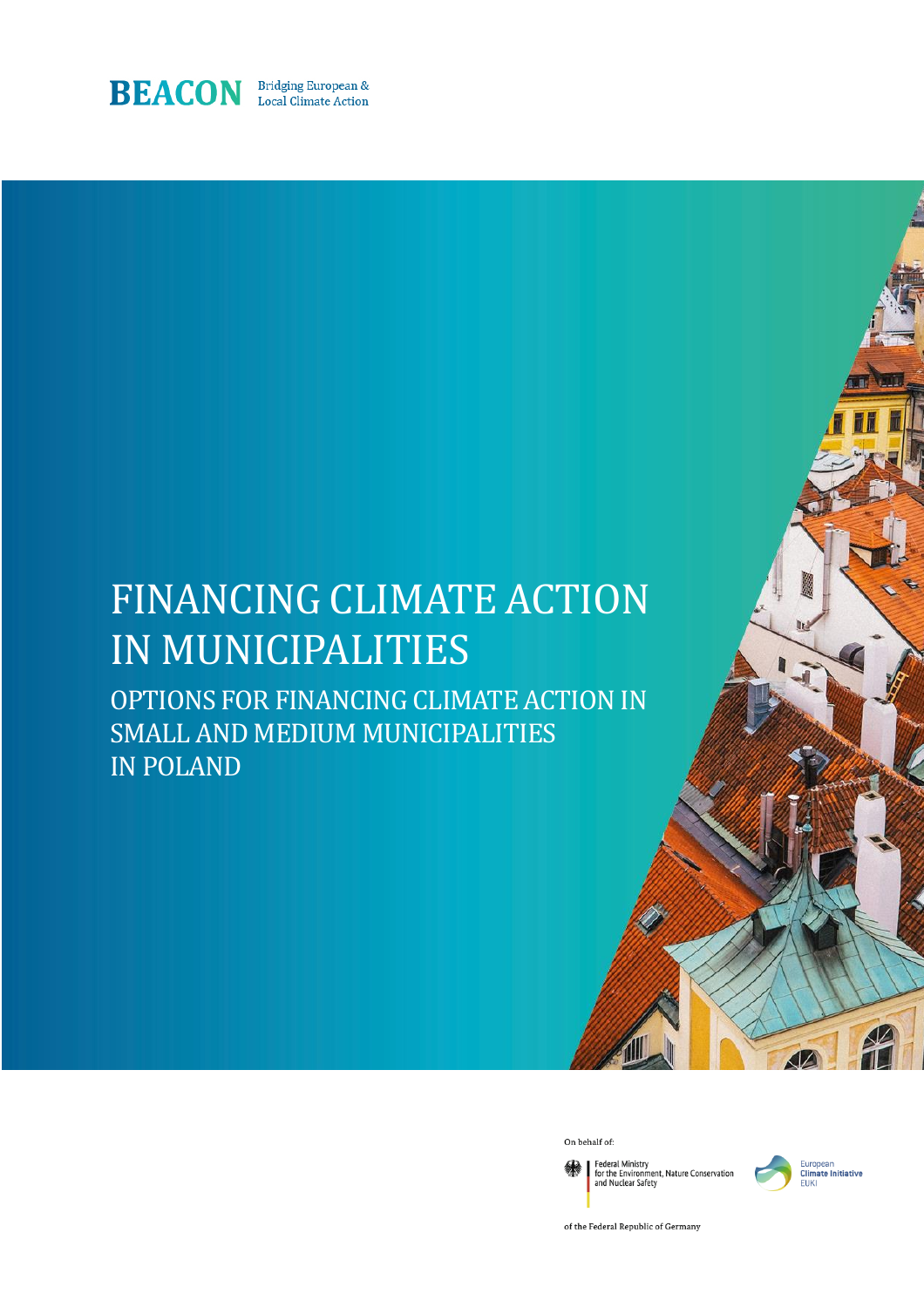**BEACON** Bridging European & Local Climate Action

# FINANCING CLIMATE ACTION IN MUNICIPALITIES

## OPTIONS FOR FINANCING CLIMATE ACTION IN SMALL AND MEDIUM MUNICIPALITIES IN POLAND

On behalf of:

Federal Ministry for the Environment, Nature Conservation and Nuclear Safety

of the Federal Republic of Germany

European Climate Initiative EUKI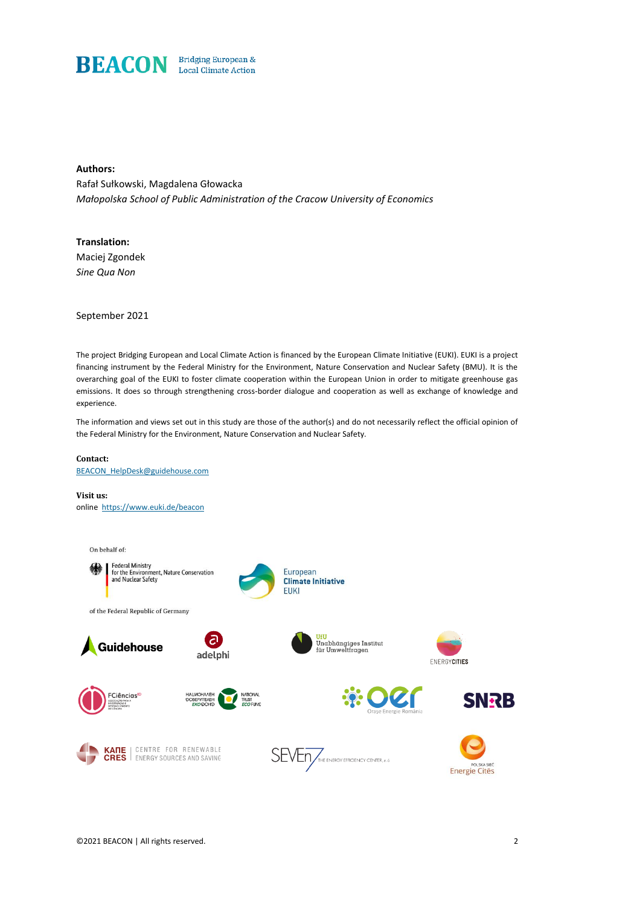**BEACON** Bridging European & Local Climate Action

**Authors:**
Rafał Sułkowski, Magdalena Głowacka
*Małopolska School of Public Administration of the Cracow University of Economics*

**Translation:**
Maciej Zgondek
*Sine Qua Non*

September 2021

The project Bridging European and Local Climate Action is financed by the European Climate Initiative (EUKI). EUKI is a project financing instrument by the Federal Ministry for the Environment, Nature Conservation and Nuclear Safety (BMU). It is the overarching goal of the EUKI to foster climate cooperation within the European Union in order to mitigate greenhouse gas emissions. It does so through strengthening cross-border dialogue and cooperation as well as exchange of knowledge and experience.

The information and views set out in this study are those of the author(s) and do not necessarily reflect the official opinion of the Federal Ministry for the Environment, Nature Conservation and Nuclear Safety.

**Contact:**
BEACON_HelpDesk@guidehouse.com

**Visit us:**
online https://www.euki.de/beacon

On behalf of:

Federal Ministry for the Environment, Nature Conservation and Nuclear Safety

of the Federal Republic of Germany

European Climate Initiative EUKI

Guidehouse

adelphi

UfU Unabhängiges Institut für Umweltfragen

ENERGYCITIES

FCiências ID

НАЦИОНАЛЕН ДОВЕРИТЕЛЕН ЕКОФОНД / NATIONAL TRUST ECO FUND

oer Orașe Energie România

SNRB

ΚΑΠΕ CRES CENTRE FOR RENEWABLE ENERGY SOURCES AND SAVING

SEVEn THE ENERGY EFFICIENCY CENTER, z.ú.

POLSKA SIEĆ Energie Cités

©2021 BEACON | All rights reserved.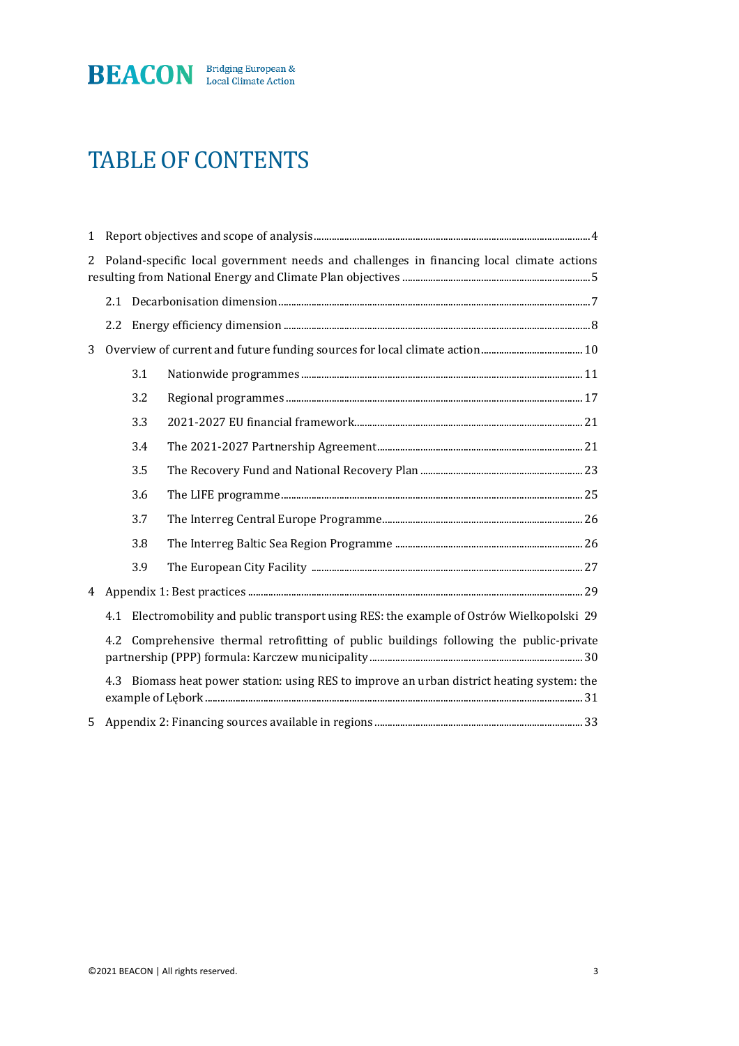# TABLE OF CONTENTS

1 Report objectives and scope of analysis ........ 4

2 Poland-specific local government needs and challenges in financing local climate actions resulting from National Energy and Climate Plan objectives ........ 5

- 2.1 Decarbonisation dimension ........ 7
- 2.2 Energy efficiency dimension ........ 8

3 Overview of current and future funding sources for local climate action ........ 10

- 3.1 Nationwide programmes ........ 11
- 3.2 Regional programmes ........ 17
- 3.3 2021-2027 EU financial framework ........ 21
- 3.4 The 2021-2027 Partnership Agreement ........ 21
- 3.5 The Recovery Fund and National Recovery Plan ........ 23
- 3.6 The LIFE programme ........ 25
- 3.7 The Interreg Central Europe Programme ........ 26
- 3.8 The Interreg Baltic Sea Region Programme ........ 26
- 3.9 The European City Facility ........ 27

4 Appendix 1: Best practices ........ 29

- 4.1 Electromobility and public transport using RES: the example of Ostrów Wielkopolski 29
- 4.2 Comprehensive thermal retrofitting of public buildings following the public-private partnership (PPP) formula: Karczew municipality ........ 30
- 4.3 Biomass heat power station: using RES to improve an urban district heating system: the example of Lębork ........ 31

5 Appendix 2: Financing sources available in regions ........ 33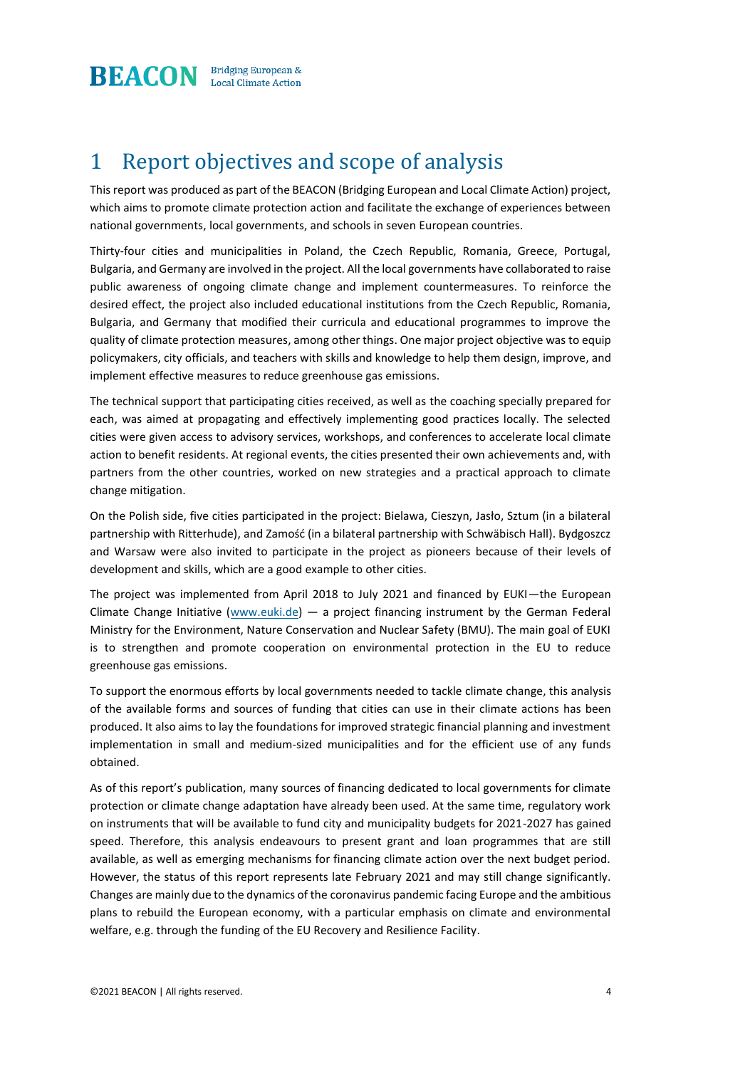# 1 Report objectives and scope of analysis

This report was produced as part of the BEACON (Bridging European and Local Climate Action) project, which aims to promote climate protection action and facilitate the exchange of experiences between national governments, local governments, and schools in seven European countries.

Thirty-four cities and municipalities in Poland, the Czech Republic, Romania, Greece, Portugal, Bulgaria, and Germany are involved in the project. All the local governments have collaborated to raise public awareness of ongoing climate change and implement countermeasures. To reinforce the desired effect, the project also included educational institutions from the Czech Republic, Romania, Bulgaria, and Germany that modified their curricula and educational programmes to improve the quality of climate protection measures, among other things. One major project objective was to equip policymakers, city officials, and teachers with skills and knowledge to help them design, improve, and implement effective measures to reduce greenhouse gas emissions.

The technical support that participating cities received, as well as the coaching specially prepared for each, was aimed at propagating and effectively implementing good practices locally. The selected cities were given access to advisory services, workshops, and conferences to accelerate local climate action to benefit residents. At regional events, the cities presented their own achievements and, with partners from the other countries, worked on new strategies and a practical approach to climate change mitigation.

On the Polish side, five cities participated in the project: Bielawa, Cieszyn, Jasło, Sztum (in a bilateral partnership with Ritterhude), and Zamość (in a bilateral partnership with Schwäbisch Hall). Bydgoszcz and Warsaw were also invited to participate in the project as pioneers because of their levels of development and skills, which are a good example to other cities.

The project was implemented from April 2018 to July 2021 and financed by EUKI—the European Climate Change Initiative (www.euki.de) — a project financing instrument by the German Federal Ministry for the Environment, Nature Conservation and Nuclear Safety (BMU). The main goal of EUKI is to strengthen and promote cooperation on environmental protection in the EU to reduce greenhouse gas emissions.

To support the enormous efforts by local governments needed to tackle climate change, this analysis of the available forms and sources of funding that cities can use in their climate actions has been produced. It also aims to lay the foundations for improved strategic financial planning and investment implementation in small and medium-sized municipalities and for the efficient use of any funds obtained.

As of this report's publication, many sources of financing dedicated to local governments for climate protection or climate change adaptation have already been used. At the same time, regulatory work on instruments that will be available to fund city and municipality budgets for 2021-2027 has gained speed. Therefore, this analysis endeavours to present grant and loan programmes that are still available, as well as emerging mechanisms for financing climate action over the next budget period. However, the status of this report represents late February 2021 and may still change significantly. Changes are mainly due to the dynamics of the coronavirus pandemic facing Europe and the ambitious plans to rebuild the European economy, with a particular emphasis on climate and environmental welfare, e.g. through the funding of the EU Recovery and Resilience Facility.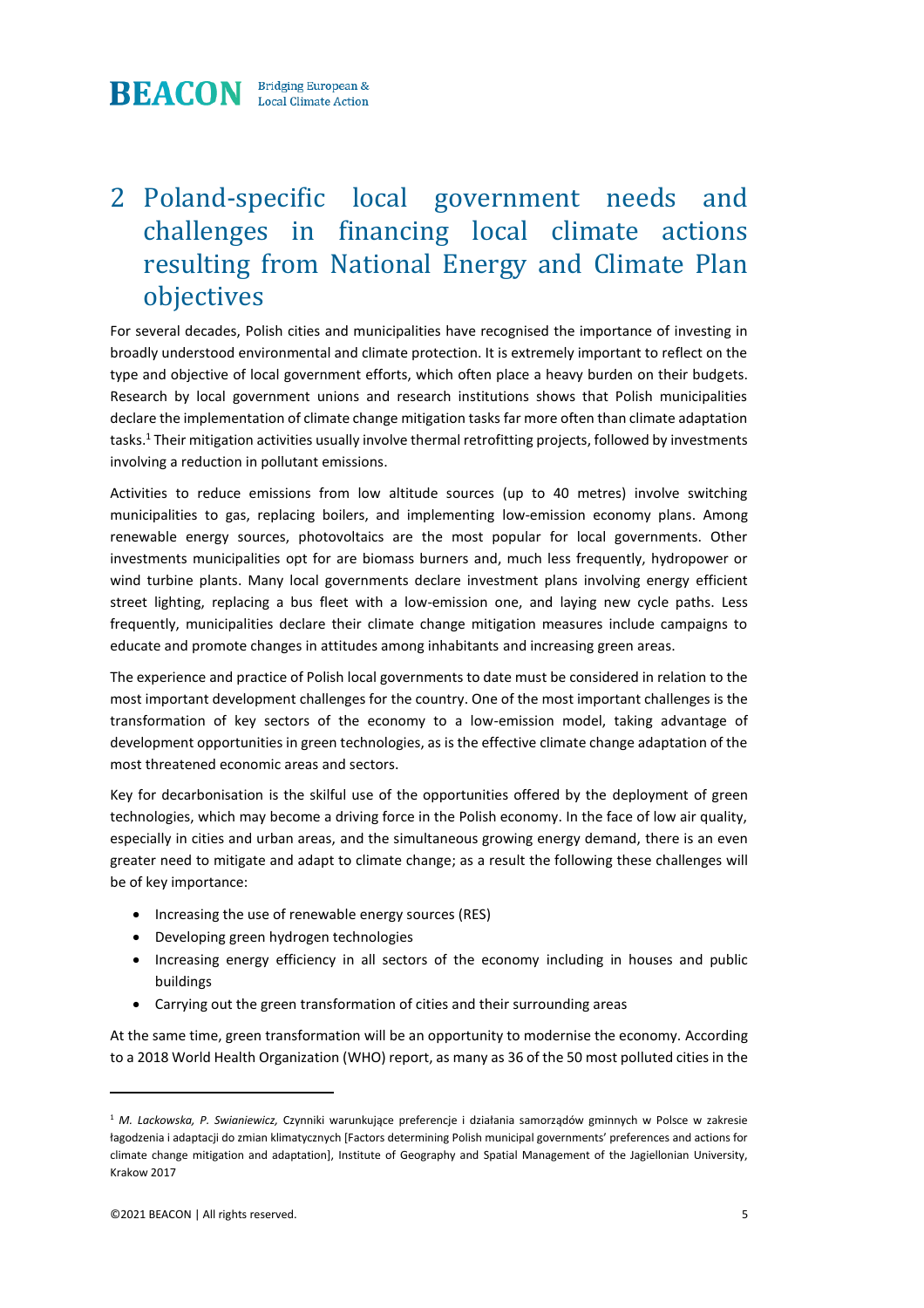# 2 Poland-specific local government needs and challenges in financing local climate actions resulting from National Energy and Climate Plan objectives

For several decades, Polish cities and municipalities have recognised the importance of investing in broadly understood environmental and climate protection. It is extremely important to reflect on the type and objective of local government efforts, which often place a heavy burden on their budgets. Research by local government unions and research institutions shows that Polish municipalities declare the implementation of climate change mitigation tasks far more often than climate adaptation tasks.[1] Their mitigation activities usually involve thermal retrofitting projects, followed by investments involving a reduction in pollutant emissions.

Activities to reduce emissions from low altitude sources (up to 40 metres) involve switching municipalities to gas, replacing boilers, and implementing low-emission economy plans. Among renewable energy sources, photovoltaics are the most popular for local governments. Other investments municipalities opt for are biomass burners and, much less frequently, hydropower or wind turbine plants. Many local governments declare investment plans involving energy efficient street lighting, replacing a bus fleet with a low-emission one, and laying new cycle paths. Less frequently, municipalities declare their climate change mitigation measures include campaigns to educate and promote changes in attitudes among inhabitants and increasing green areas.

The experience and practice of Polish local governments to date must be considered in relation to the most important development challenges for the country. One of the most important challenges is the transformation of key sectors of the economy to a low-emission model, taking advantage of development opportunities in green technologies, as is the effective climate change adaptation of the most threatened economic areas and sectors.

Key for decarbonisation is the skilful use of the opportunities offered by the deployment of green technologies, which may become a driving force in the Polish economy. In the face of low air quality, especially in cities and urban areas, and the simultaneous growing energy demand, there is an even greater need to mitigate and adapt to climate change; as a result the following these challenges will be of key importance:

- Increasing the use of renewable energy sources (RES)
- Developing green hydrogen technologies
- Increasing energy efficiency in all sectors of the economy including in houses and public buildings
- Carrying out the green transformation of cities and their surrounding areas

At the same time, green transformation will be an opportunity to modernise the economy. According to a 2018 World Health Organization (WHO) report, as many as 36 of the 50 most polluted cities in the

---

[1] *M. Lackowska, P. Swianiewicz,* Czynniki warunkujące preferencje i działania samorządów gminnych w Polsce w zakresie łagodzenia i adaptacji do zmian klimatycznych [Factors determining Polish municipal governments' preferences and actions for climate change mitigation and adaptation], Institute of Geography and Spatial Management of the Jagiellonian University, Krakow 2017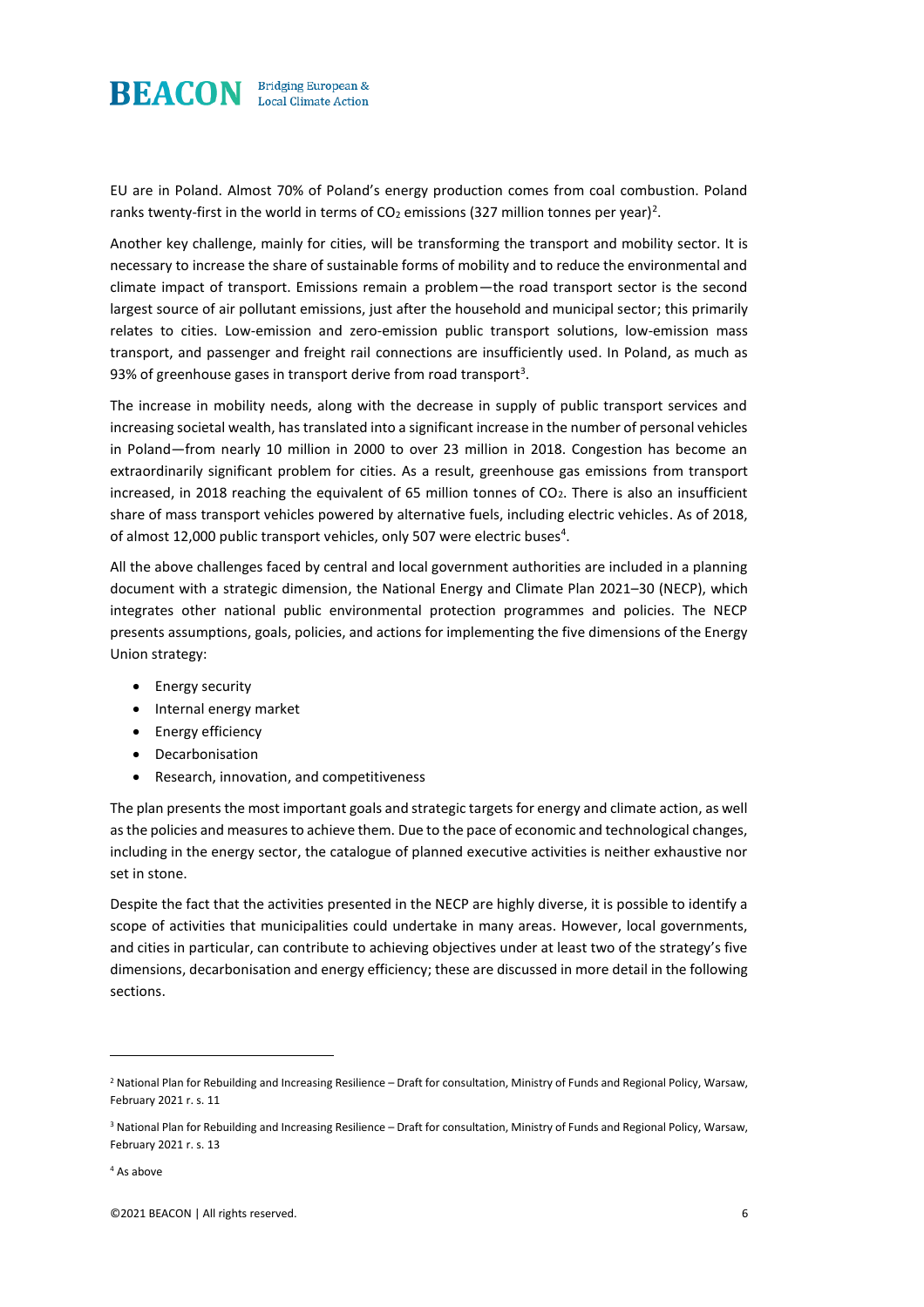EU are in Poland. Almost 70% of Poland's energy production comes from coal combustion. Poland ranks twenty-first in the world in terms of $CO_2$ emissions (327 million tonnes per year)[2].

Another key challenge, mainly for cities, will be transforming the transport and mobility sector. It is necessary to increase the share of sustainable forms of mobility and to reduce the environmental and climate impact of transport. Emissions remain a problem—the road transport sector is the second largest source of air pollutant emissions, just after the household and municipal sector; this primarily relates to cities. Low-emission and zero-emission public transport solutions, low-emission mass transport, and passenger and freight rail connections are insufficiently used. In Poland, as much as 93% of greenhouse gases in transport derive from road transport[3].

The increase in mobility needs, along with the decrease in supply of public transport services and increasing societal wealth, has translated into a significant increase in the number of personal vehicles in Poland—from nearly 10 million in 2000 to over 23 million in 2018. Congestion has become an extraordinarily significant problem for cities. As a result, greenhouse gas emissions from transport increased, in 2018 reaching the equivalent of 65 million tonnes of $CO_2$. There is also an insufficient share of mass transport vehicles powered by alternative fuels, including electric vehicles. As of 2018, of almost 12,000 public transport vehicles, only 507 were electric buses[4].

All the above challenges faced by central and local government authorities are included in a planning document with a strategic dimension, the National Energy and Climate Plan 2021–30 (NECP), which integrates other national public environmental protection programmes and policies. The NECP presents assumptions, goals, policies, and actions for implementing the five dimensions of the Energy Union strategy:

- Energy security
- Internal energy market
- Energy efficiency
- Decarbonisation
- Research, innovation, and competitiveness

The plan presents the most important goals and strategic targets for energy and climate action, as well as the policies and measures to achieve them. Due to the pace of economic and technological changes, including in the energy sector, the catalogue of planned executive activities is neither exhaustive nor set in stone.

Despite the fact that the activities presented in the NECP are highly diverse, it is possible to identify a scope of activities that municipalities could undertake in many areas. However, local governments, and cities in particular, can contribute to achieving objectives under at least two of the strategy's five dimensions, decarbonisation and energy efficiency; these are discussed in more detail in the following sections.

---

[2] National Plan for Rebuilding and Increasing Resilience – Draft for consultation, Ministry of Funds and Regional Policy, Warsaw, February 2021 r. s. 11

[3] National Plan for Rebuilding and Increasing Resilience – Draft for consultation, Ministry of Funds and Regional Policy, Warsaw, February 2021 r. s. 13

[4] As above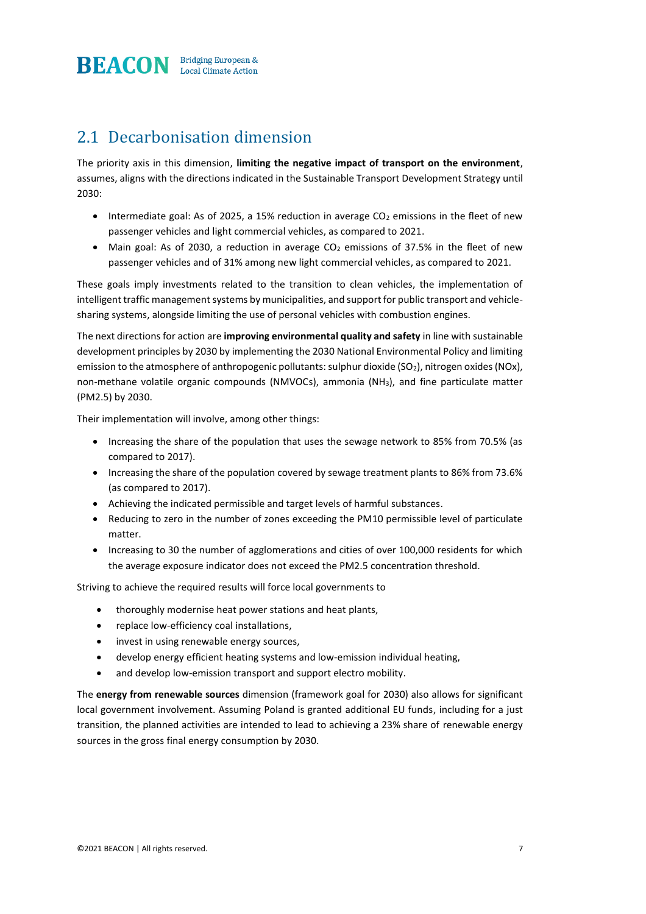## 2.1 Decarbonisation dimension

The priority axis in this dimension, **limiting the negative impact of transport on the environment**, assumes, aligns with the directions indicated in the Sustainable Transport Development Strategy until 2030:

- Intermediate goal: As of 2025, a 15% reduction in average $CO_2$ emissions in the fleet of new passenger vehicles and light commercial vehicles, as compared to 2021.
- Main goal: As of 2030, a reduction in average $CO_2$ emissions of 37.5% in the fleet of new passenger vehicles and of 31% among new light commercial vehicles, as compared to 2021.

These goals imply investments related to the transition to clean vehicles, the implementation of intelligent traffic management systems by municipalities, and support for public transport and vehicle-sharing systems, alongside limiting the use of personal vehicles with combustion engines.

The next directions for action are **improving environmental quality and safety** in line with sustainable development principles by 2030 by implementing the 2030 National Environmental Policy and limiting emission to the atmosphere of anthropogenic pollutants: sulphur dioxide ($SO_2$), nitrogen oxides ($NO_x$), non-methane volatile organic compounds (NMVOCs), ammonia ($NH_3$), and fine particulate matter (PM2.5) by 2030.

Their implementation will involve, among other things:

- Increasing the share of the population that uses the sewage network to 85% from 70.5% (as compared to 2017).
- Increasing the share of the population covered by sewage treatment plants to 86% from 73.6% (as compared to 2017).
- Achieving the indicated permissible and target levels of harmful substances.
- Reducing to zero in the number of zones exceeding the PM10 permissible level of particulate matter.
- Increasing to 30 the number of agglomerations and cities of over 100,000 residents for which the average exposure indicator does not exceed the PM2.5 concentration threshold.

Striving to achieve the required results will force local governments to

- thoroughly modernise heat power stations and heat plants,
- replace low-efficiency coal installations,
- invest in using renewable energy sources,
- develop energy efficient heating systems and low-emission individual heating,
- and develop low-emission transport and support electro mobility.

The **energy from renewable sources** dimension (framework goal for 2030) also allows for significant local government involvement. Assuming Poland is granted additional EU funds, including for a just transition, the planned activities are intended to lead to achieving a 23% share of renewable energy sources in the gross final energy consumption by 2030.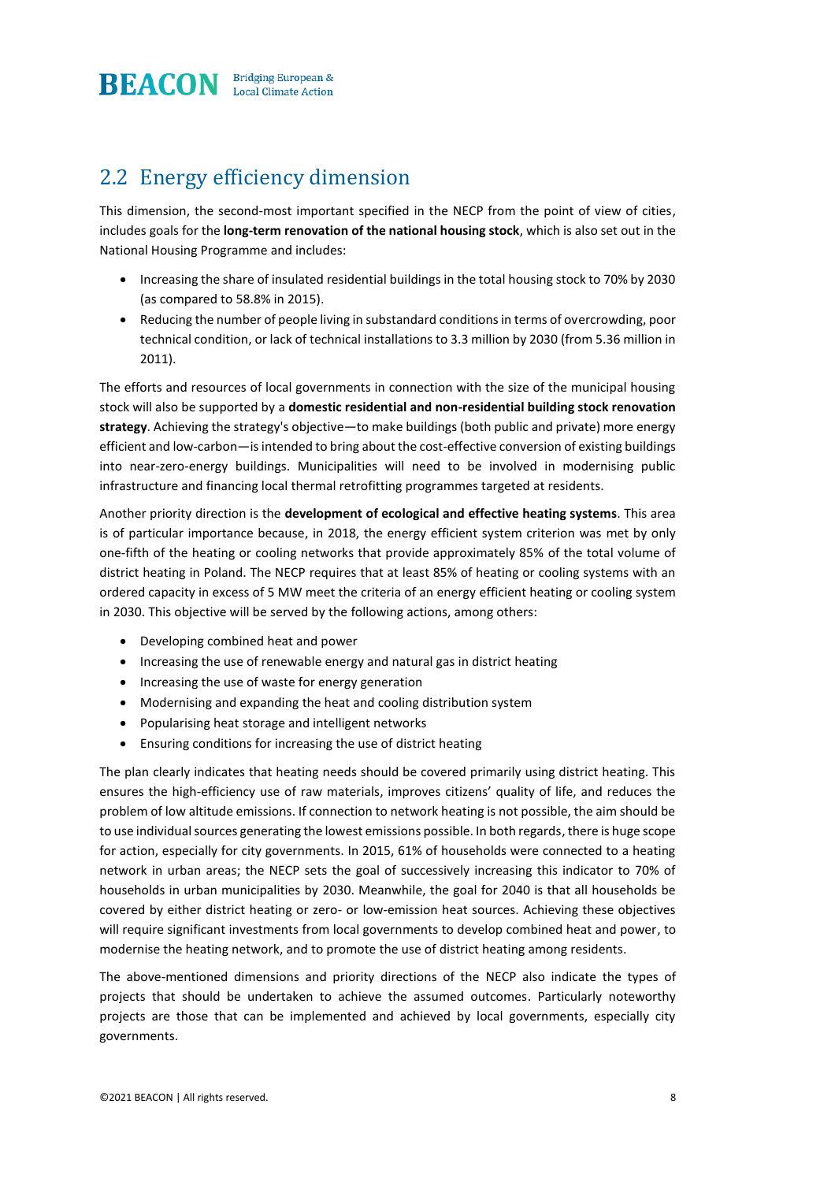## 2.2 Energy efficiency dimension

This dimension, the second-most important specified in the NECP from the point of view of cities, includes goals for the **long-term renovation of the national housing stock**, which is also set out in the National Housing Programme and includes:

- Increasing the share of insulated residential buildings in the total housing stock to 70% by 2030 (as compared to 58.8% in 2015).
- Reducing the number of people living in substandard conditions in terms of overcrowding, poor technical condition, or lack of technical installations to 3.3 million by 2030 (from 5.36 million in 2011).

The efforts and resources of local governments in connection with the size of the municipal housing stock will also be supported by a **domestic residential and non-residential building stock renovation strategy**. Achieving the strategy's objective—to make buildings (both public and private) more energy efficient and low-carbon—is intended to bring about the cost-effective conversion of existing buildings into near-zero-energy buildings. Municipalities will need to be involved in modernising public infrastructure and financing local thermal retrofitting programmes targeted at residents.

Another priority direction is the **development of ecological and effective heating systems**. This area is of particular importance because, in 2018, the energy efficient system criterion was met by only one-fifth of the heating or cooling networks that provide approximately 85% of the total volume of district heating in Poland. The NECP requires that at least 85% of heating or cooling systems with an ordered capacity in excess of 5 MW meet the criteria of an energy efficient heating or cooling system in 2030. This objective will be served by the following actions, among others:

- Developing combined heat and power
- Increasing the use of renewable energy and natural gas in district heating
- Increasing the use of waste for energy generation
- Modernising and expanding the heat and cooling distribution system
- Popularising heat storage and intelligent networks
- Ensuring conditions for increasing the use of district heating

The plan clearly indicates that heating needs should be covered primarily using district heating. This ensures the high-efficiency use of raw materials, improves citizens' quality of life, and reduces the problem of low altitude emissions. If connection to network heating is not possible, the aim should be to use individual sources generating the lowest emissions possible. In both regards, there is huge scope for action, especially for city governments. In 2015, 61% of households were connected to a heating network in urban areas; the NECP sets the goal of successively increasing this indicator to 70% of households in urban municipalities by 2030. Meanwhile, the goal for 2040 is that all households be covered by either district heating or zero- or low-emission heat sources. Achieving these objectives will require significant investments from local governments to develop combined heat and power, to modernise the heating network, and to promote the use of district heating among residents.

The above-mentioned dimensions and priority directions of the NECP also indicate the types of projects that should be undertaken to achieve the assumed outcomes. Particularly noteworthy projects are those that can be implemented and achieved by local governments, especially city governments.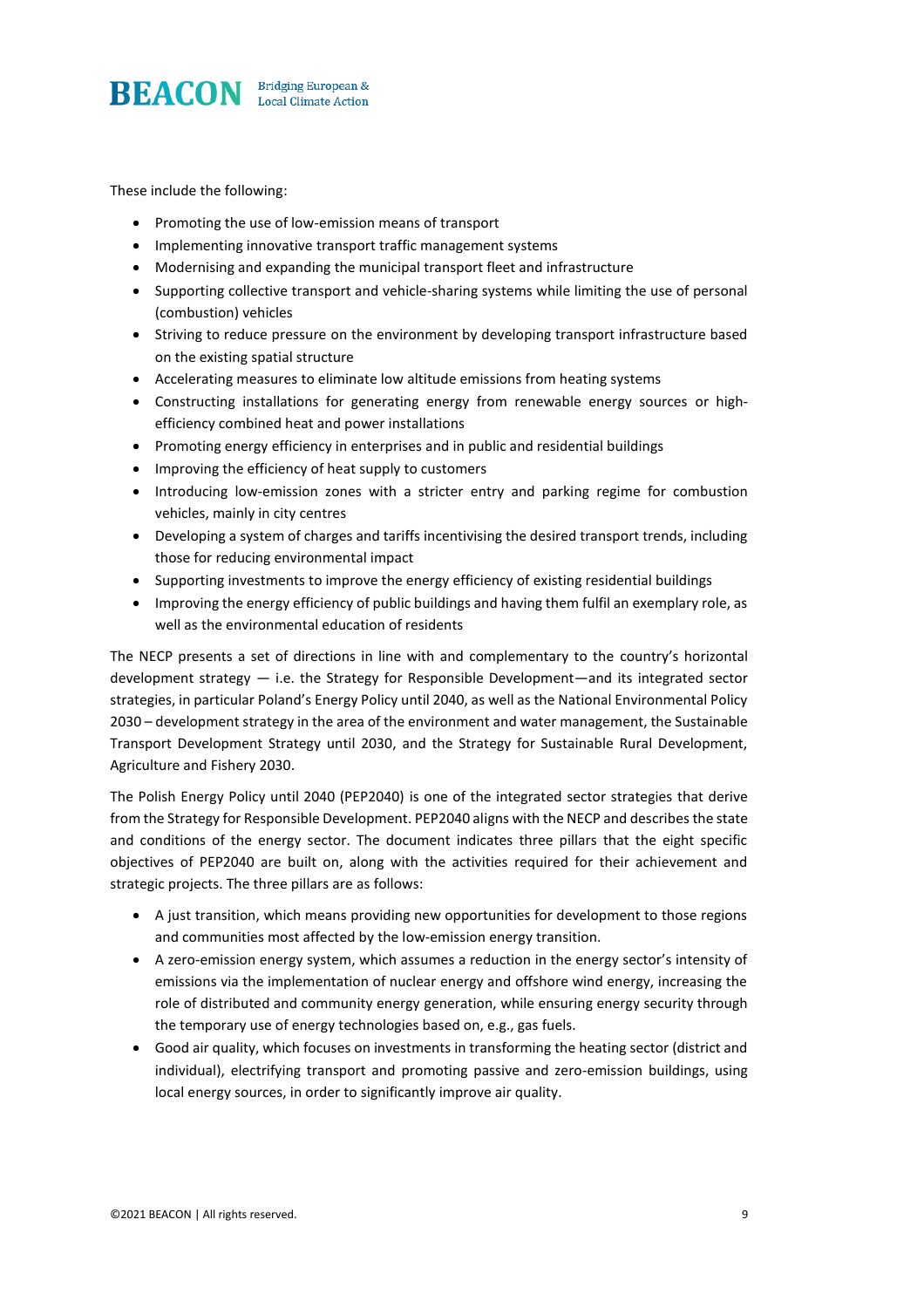These include the following:

- Promoting the use of low-emission means of transport
- Implementing innovative transport traffic management systems
- Modernising and expanding the municipal transport fleet and infrastructure
- Supporting collective transport and vehicle-sharing systems while limiting the use of personal (combustion) vehicles
- Striving to reduce pressure on the environment by developing transport infrastructure based on the existing spatial structure
- Accelerating measures to eliminate low altitude emissions from heating systems
- Constructing installations for generating energy from renewable energy sources or high-efficiency combined heat and power installations
- Promoting energy efficiency in enterprises and in public and residential buildings
- Improving the efficiency of heat supply to customers
- Introducing low-emission zones with a stricter entry and parking regime for combustion vehicles, mainly in city centres
- Developing a system of charges and tariffs incentivising the desired transport trends, including those for reducing environmental impact
- Supporting investments to improve the energy efficiency of existing residential buildings
- Improving the energy efficiency of public buildings and having them fulfil an exemplary role, as well as the environmental education of residents

The NECP presents a set of directions in line with and complementary to the country's horizontal development strategy — i.e. the Strategy for Responsible Development—and its integrated sector strategies, in particular Poland's Energy Policy until 2040, as well as the National Environmental Policy 2030 – development strategy in the area of the environment and water management, the Sustainable Transport Development Strategy until 2030, and the Strategy for Sustainable Rural Development, Agriculture and Fishery 2030.

The Polish Energy Policy until 2040 (PEP2040) is one of the integrated sector strategies that derive from the Strategy for Responsible Development. PEP2040 aligns with the NECP and describes the state and conditions of the energy sector. The document indicates three pillars that the eight specific objectives of PEP2040 are built on, along with the activities required for their achievement and strategic projects. The three pillars are as follows:

- A just transition, which means providing new opportunities for development to those regions and communities most affected by the low-emission energy transition.
- A zero-emission energy system, which assumes a reduction in the energy sector's intensity of emissions via the implementation of nuclear energy and offshore wind energy, increasing the role of distributed and community energy generation, while ensuring energy security through the temporary use of energy technologies based on, e.g., gas fuels.
- Good air quality, which focuses on investments in transforming the heating sector (district and individual), electrifying transport and promoting passive and zero-emission buildings, using local energy sources, in order to significantly improve air quality.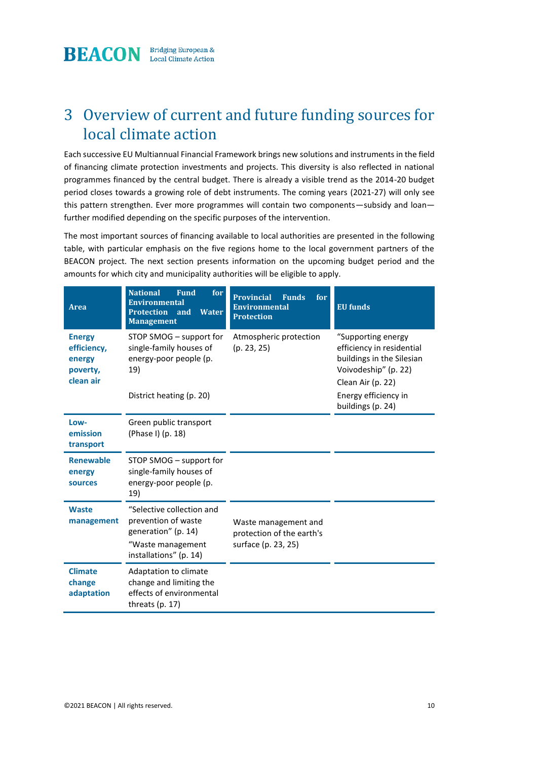# 3 Overview of current and future funding sources for local climate action

Each successive EU Multiannual Financial Framework brings new solutions and instruments in the field of financing climate protection investments and projects. This diversity is also reflected in national programmes financed by the central budget. There is already a visible trend as the 2014-20 budget period closes towards a growing role of debt instruments. The coming years (2021-27) will only see this pattern strengthen. Ever more programmes will contain two components—subsidy and loan—further modified depending on the specific purposes of the intervention.

The most important sources of financing available to local authorities are presented in the following table, with particular emphasis on the five regions home to the local government partners of the BEACON project. The next section presents information on the upcoming budget period and the amounts for which city and municipality authorities will be eligible to apply.

| Area | National Fund for Environmental Protection and Water Management | Provincial Funds for Environmental Protection | EU funds |
|---|---|---|---|
| **Energy efficiency, energy poverty, clean air** | STOP SMOG – support for single-family houses of energy-poor people (p. 19)<br><br>District heating (p. 20) | Atmospheric protection (p. 23, 25) | "Supporting energy efficiency in residential buildings in the Silesian Voivodeship" (p. 22)<br>Clean Air (p. 22)<br>Energy efficiency in buildings (p. 24) |
| **Low-emission transport** | Green public transport (Phase I) (p. 18) | | |
| **Renewable energy sources** | STOP SMOG – support for single-family houses of energy-poor people (p. 19) | | |
| **Waste management** | "Selective collection and prevention of waste generation" (p. 14)<br>"Waste management installations" (p. 14) | Waste management and protection of the earth's surface (p. 23, 25) | |
| **Climate change adaptation** | Adaptation to climate change and limiting the effects of environmental threats (p. 17) | | |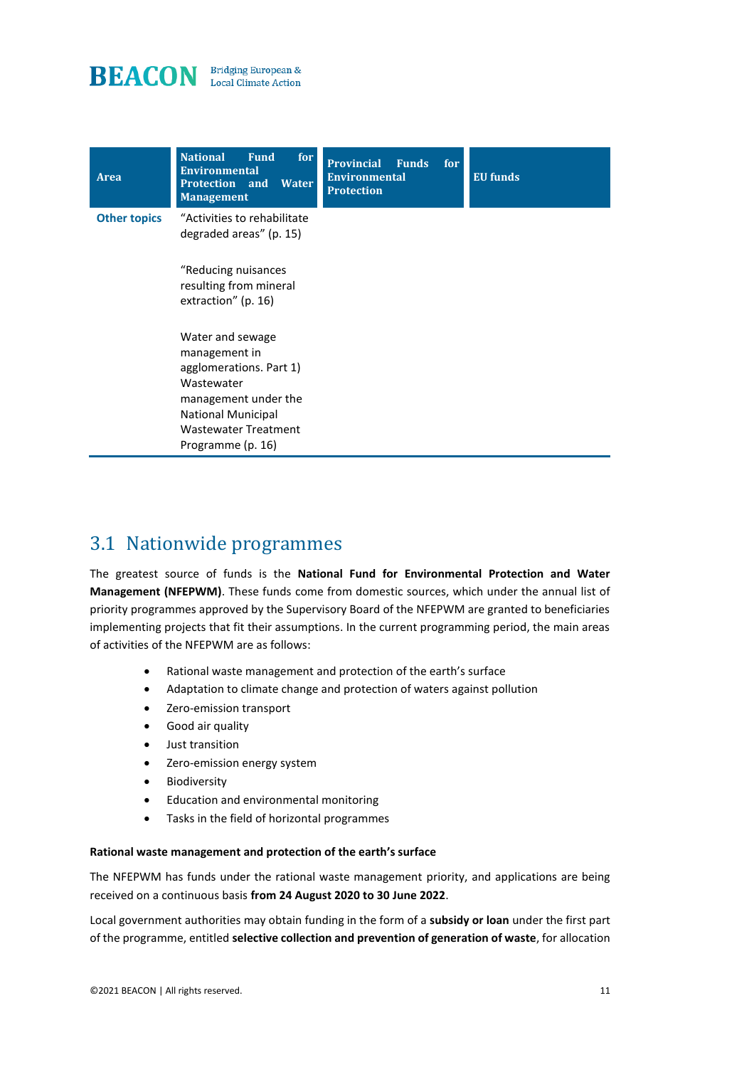| Area | National Fund for Environmental Protection and Water Management | Provincial Funds for Environmental Protection | EU funds |
|---|---|---|---|
| **Other topics** | "Activities to rehabilitate degraded areas" (p. 15)<br><br>"Reducing nuisances resulting from mineral extraction" (p. 16)<br><br>Water and sewage management in agglomerations. Part 1) Wastewater management under the National Municipal Wastewater Treatment Programme (p. 16) | | |

## 3.1 Nationwide programmes

The greatest source of funds is the **National Fund for Environmental Protection and Water Management (NFEPWM)**. These funds come from domestic sources, which under the annual list of priority programmes approved by the Supervisory Board of the NFEPWM are granted to beneficiaries implementing projects that fit their assumptions. In the current programming period, the main areas of activities of the NFEPWM are as follows:

- Rational waste management and protection of the earth's surface
- Adaptation to climate change and protection of waters against pollution
- Zero-emission transport
- Good air quality
- Just transition
- Zero-emission energy system
- Biodiversity
- Education and environmental monitoring
- Tasks in the field of horizontal programmes

#### Rational waste management and protection of the earth's surface

The NFEPWM has funds under the rational waste management priority, and applications are being received on a continuous basis **from 24 August 2020 to 30 June 2022**.

Local government authorities may obtain funding in the form of a **subsidy or loan** under the first part of the programme, entitled **selective collection and prevention of generation of waste**, for allocation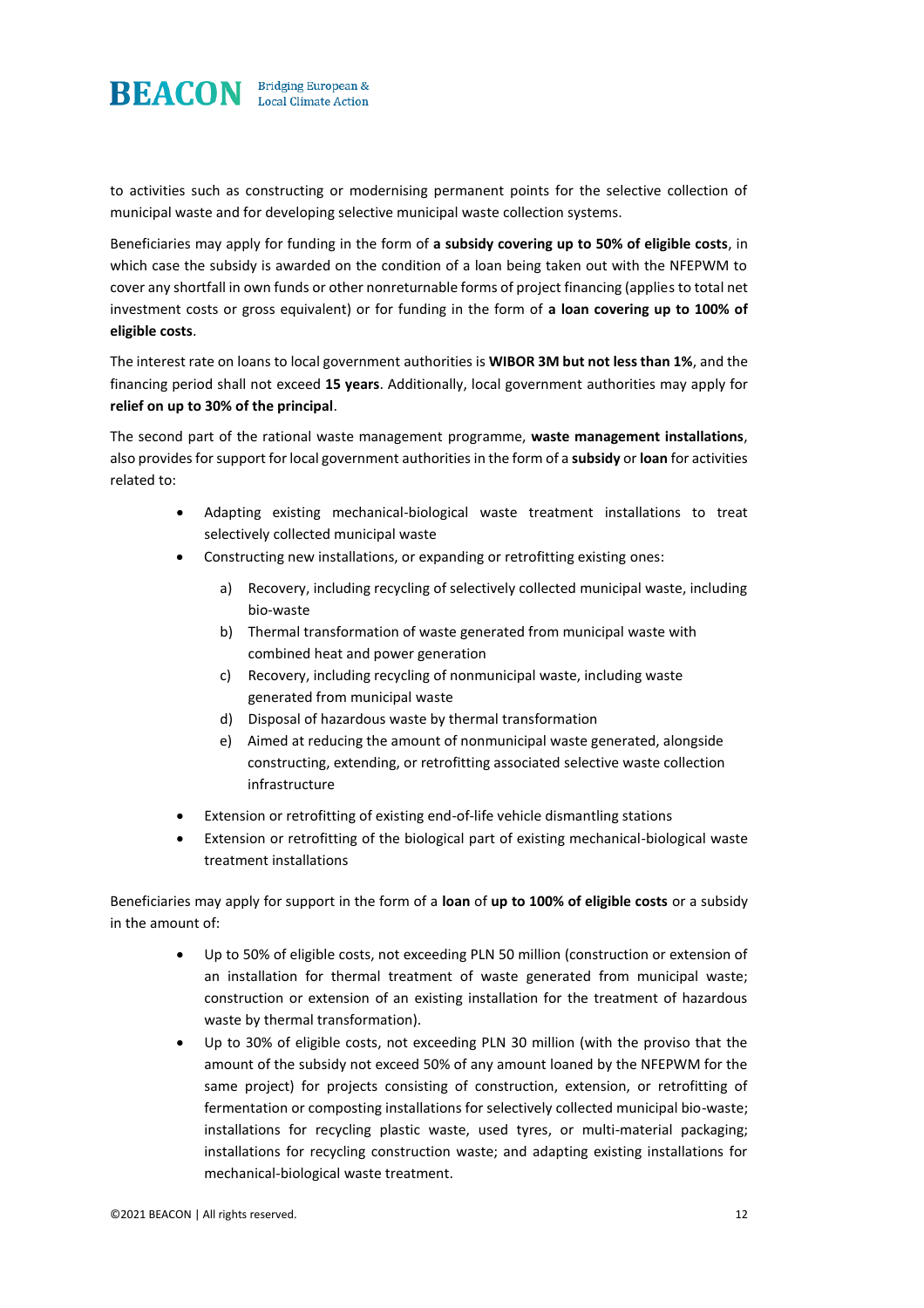to activities such as constructing or modernising permanent points for the selective collection of municipal waste and for developing selective municipal waste collection systems.

Beneficiaries may apply for funding in the form of **a subsidy covering up to 50% of eligible costs**, in which case the subsidy is awarded on the condition of a loan being taken out with the NFEPWM to cover any shortfall in own funds or other nonreturnable forms of project financing (applies to total net investment costs or gross equivalent) or for funding in the form of **a loan covering up to 100% of eligible costs**.

The interest rate on loans to local government authorities is **WIBOR 3M but not less than 1%**, and the financing period shall not exceed **15 years**. Additionally, local government authorities may apply for **relief on up to 30% of the principal**.

The second part of the rational waste management programme, **waste management installations**, also provides for support for local government authorities in the form of a **subsidy** or **loan** for activities related to:

- Adapting existing mechanical-biological waste treatment installations to treat selectively collected municipal waste
- Constructing new installations, or expanding or retrofitting existing ones:
  a) Recovery, including recycling of selectively collected municipal waste, including bio-waste
  b) Thermal transformation of waste generated from municipal waste with combined heat and power generation
  c) Recovery, including recycling of nonmunicipal waste, including waste generated from municipal waste
  d) Disposal of hazardous waste by thermal transformation
  e) Aimed at reducing the amount of nonmunicipal waste generated, alongside constructing, extending, or retrofitting associated selective waste collection infrastructure
- Extension or retrofitting of existing end-of-life vehicle dismantling stations
- Extension or retrofitting of the biological part of existing mechanical-biological waste treatment installations

Beneficiaries may apply for support in the form of a **loan** of **up to 100% of eligible costs** or a subsidy in the amount of:

- Up to 50% of eligible costs, not exceeding PLN 50 million (construction or extension of an installation for thermal treatment of waste generated from municipal waste; construction or extension of an existing installation for the treatment of hazardous waste by thermal transformation).
- Up to 30% of eligible costs, not exceeding PLN 30 million (with the proviso that the amount of the subsidy not exceed 50% of any amount loaned by the NFEPWM for the same project) for projects consisting of construction, extension, or retrofitting of fermentation or composting installations for selectively collected municipal bio-waste; installations for recycling plastic waste, used tyres, or multi-material packaging; installations for recycling construction waste; and adapting existing installations for mechanical-biological waste treatment.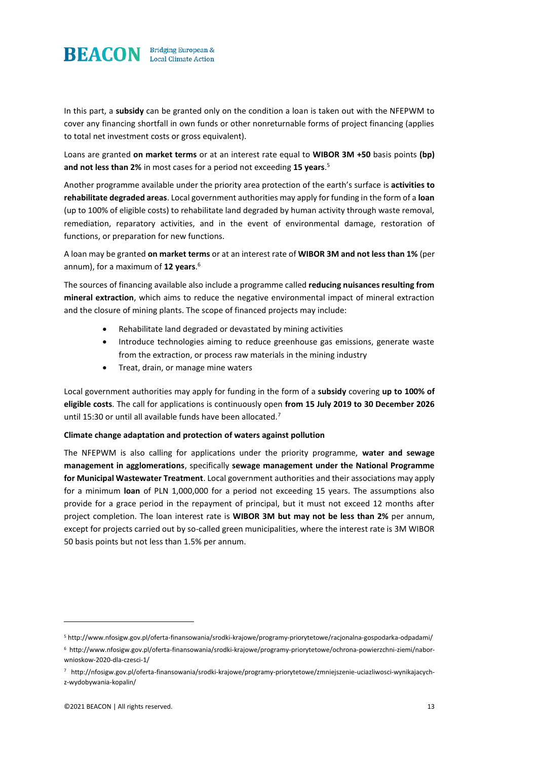In this part, a **subsidy** can be granted only on the condition a loan is taken out with the NFEPWM to cover any financing shortfall in own funds or other nonreturnable forms of project financing (applies to total net investment costs or gross equivalent).

Loans are granted **on market terms** or at an interest rate equal to **WIBOR 3M +50** basis points **(bp) and not less than 2%** in most cases for a period not exceeding **15 years**.[5]

Another programme available under the priority area protection of the earth's surface is **activities to rehabilitate degraded areas**. Local government authorities may apply for funding in the form of a **loan** (up to 100% of eligible costs) to rehabilitate land degraded by human activity through waste removal, remediation, reparatory activities, and in the event of environmental damage, restoration of functions, or preparation for new functions.

A loan may be granted **on market terms** or at an interest rate of **WIBOR 3M and not less than 1%** (per annum), for a maximum of **12 years**.[6]

The sources of financing available also include a programme called **reducing nuisances resulting from mineral extraction**, which aims to reduce the negative environmental impact of mineral extraction and the closure of mining plants. The scope of financed projects may include:

- Rehabilitate land degraded or devastated by mining activities
- Introduce technologies aiming to reduce greenhouse gas emissions, generate waste from the extraction, or process raw materials in the mining industry
- Treat, drain, or manage mine waters

Local government authorities may apply for funding in the form of a **subsidy** covering **up to 100% of eligible costs**. The call for applications is continuously open **from 15 July 2019 to 30 December 2026** until 15:30 or until all available funds have been allocated.[7]

**Climate change adaptation and protection of waters against pollution**

The NFEPWM is also calling for applications under the priority programme, **water and sewage management in agglomerations**, specifically **sewage management under the National Programme for Municipal Wastewater Treatment**. Local government authorities and their associations may apply for a minimum **loan** of PLN 1,000,000 for a period not exceeding 15 years. The assumptions also provide for a grace period in the repayment of principal, but it must not exceed 12 months after project completion. The loan interest rate is **WIBOR 3M but may not be less than 2%** per annum, except for projects carried out by so-called green municipalities, where the interest rate is 3M WIBOR 50 basis points but not less than 1.5% per annum.

---

[5] http://www.nfosigw.gov.pl/oferta-finansowania/srodki-krajowe/programy-priorytetowe/racjonalna-gospodarka-odpadami/

[6] http://www.nfosigw.gov.pl/oferta-finansowania/srodki-krajowe/programy-priorytetowe/ochrona-powierzchni-ziemi/nabor-wnioskow-2020-dla-czesci-1/

[7] http://nfosigw.gov.pl/oferta-finansowania/srodki-krajowe/programy-priorytetowe/zmniejszenie-uciazliwosci-wynikajacych-z-wydobywania-kopalin/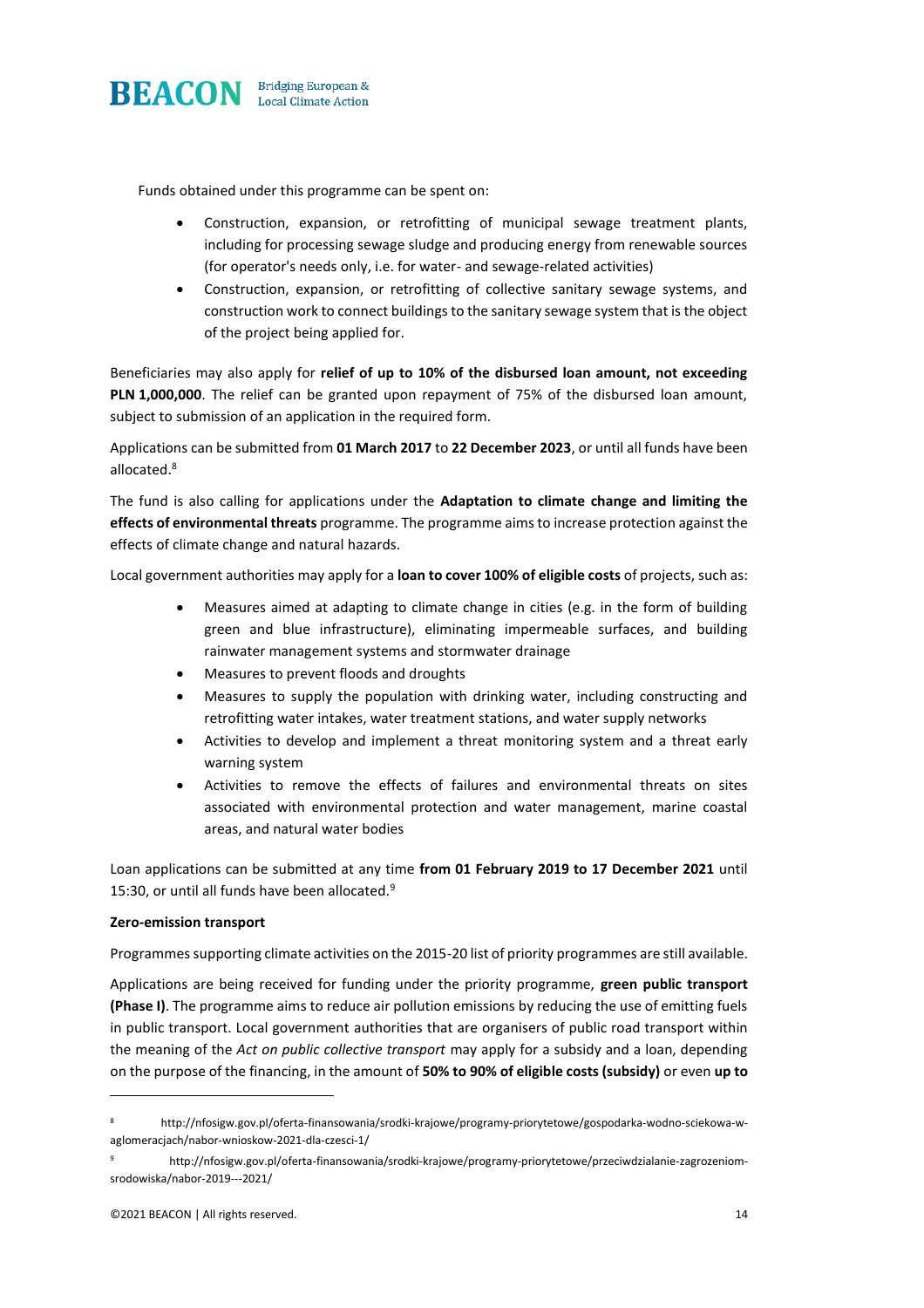Funds obtained under this programme can be spent on:

- Construction, expansion, or retrofitting of municipal sewage treatment plants, including for processing sewage sludge and producing energy from renewable sources (for operator's needs only, i.e. for water- and sewage-related activities)
- Construction, expansion, or retrofitting of collective sanitary sewage systems, and construction work to connect buildings to the sanitary sewage system that is the object of the project being applied for.

Beneficiaries may also apply for **relief of up to 10% of the disbursed loan amount, not exceeding PLN 1,000,000**. The relief can be granted upon repayment of 75% of the disbursed loan amount, subject to submission of an application in the required form.

Applications can be submitted from **01 March 2017** to **22 December 2023**, or until all funds have been allocated.[8]

The fund is also calling for applications under the **Adaptation to climate change and limiting the effects of environmental threats** programme. The programme aims to increase protection against the effects of climate change and natural hazards.

Local government authorities may apply for a **loan to cover 100% of eligible costs** of projects, such as:

- Measures aimed at adapting to climate change in cities (e.g. in the form of building green and blue infrastructure), eliminating impermeable surfaces, and building rainwater management systems and stormwater drainage
- Measures to prevent floods and droughts
- Measures to supply the population with drinking water, including constructing and retrofitting water intakes, water treatment stations, and water supply networks
- Activities to develop and implement a threat monitoring system and a threat early warning system
- Activities to remove the effects of failures and environmental threats on sites associated with environmental protection and water management, marine coastal areas, and natural water bodies

Loan applications can be submitted at any time **from 01 February 2019 to 17 December 2021** until 15:30, or until all funds have been allocated.[9]

**Zero-emission transport**

Programmes supporting climate activities on the 2015-20 list of priority programmes are still available.

Applications are being received for funding under the priority programme, **green public transport (Phase I)**. The programme aims to reduce air pollution emissions by reducing the use of emitting fuels in public transport. Local government authorities that are organisers of public road transport within the meaning of the *Act on public collective transport* may apply for a subsidy and a loan, depending on the purpose of the financing, in the amount of **50% to 90% of eligible costs (subsidy)** or even **up to**

---

[8] http://nfosigw.gov.pl/oferta-finansowania/srodki-krajowe/programy-priorytetowe/gospodarka-wodno-sciekowa-w-aglomeracjach/nabor-wnioskow-2021-dla-czesci-1/

[9] http://nfosigw.gov.pl/oferta-finansowania/srodki-krajowe/programy-priorytetowe/przeciwdzialanie-zagrozeniom-srodowiska/nabor-2019---2021/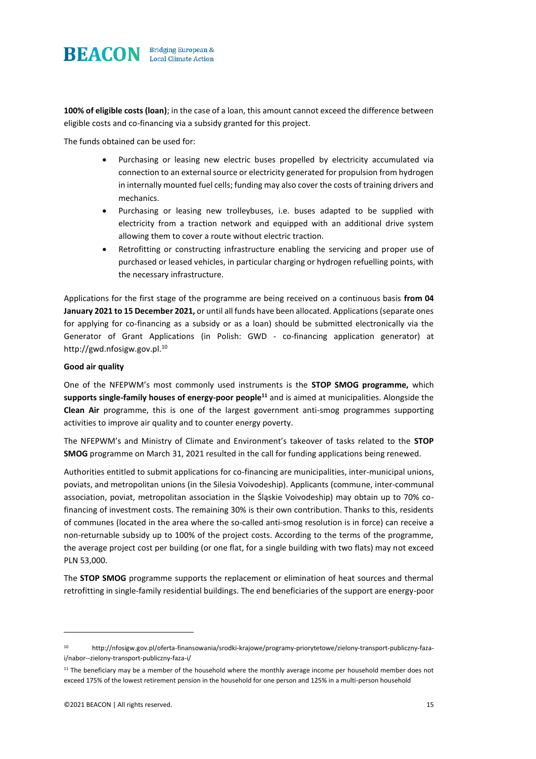**100% of eligible costs (loan)**; in the case of a loan, this amount cannot exceed the difference between eligible costs and co-financing via a subsidy granted for this project.

The funds obtained can be used for:

- Purchasing or leasing new electric buses propelled by electricity accumulated via connection to an external source or electricity generated for propulsion from hydrogen in internally mounted fuel cells; funding may also cover the costs of training drivers and mechanics.
- Purchasing or leasing new trolleybuses, i.e. buses adapted to be supplied with electricity from a traction network and equipped with an additional drive system allowing them to cover a route without electric traction.
- Retrofitting or constructing infrastructure enabling the servicing and proper use of purchased or leased vehicles, in particular charging or hydrogen refuelling points, with the necessary infrastructure.

Applications for the first stage of the programme are being received on a continuous basis **from 04 January 2021 to 15 December 2021,** or until all funds have been allocated. Applications (separate ones for applying for co-financing as a subsidy or as a loan) should be submitted electronically via the Generator of Grant Applications (in Polish: GWD - co-financing application generator) at http://gwd.nfosigw.gov.pl.[10]

**Good air quality**

One of the NFEPWM's most commonly used instruments is the **STOP SMOG programme, which supports single-family houses of energy-poor people**[11] and is aimed at municipalities. Alongside the **Clean Air** programme, this is one of the largest government anti-smog programmes supporting activities to improve air quality and to counter energy poverty.

The NFEPWM's and Ministry of Climate and Environment's takeover of tasks related to the **STOP SMOG** programme on March 31, 2021 resulted in the call for funding applications being renewed.

Authorities entitled to submit applications for co-financing are municipalities, inter-municipal unions, poviats, and metropolitan unions (in the Silesia Voivodeship). Applicants (commune, inter-communal association, poviat, metropolitan association in the Śląskie Voivodeship) may obtain up to 70% co-financing of investment costs. The remaining 30% is their own contribution. Thanks to this, residents of communes (located in the area where the so-called anti-smog resolution is in force) can receive a non-returnable subsidy up to 100% of the project costs. According to the terms of the programme, the average project cost per building (or one flat, for a single building with two flats) may not exceed PLN 53,000.

The **STOP SMOG** programme supports the replacement or elimination of heat sources and thermal retrofitting in single-family residential buildings. The end beneficiaries of the support are energy-poor

---

[10] http://nfosigw.gov.pl/oferta-finansowania/srodki-krajowe/programy-priorytetowe/zielony-transport-publiczny-faza-i/nabor--zielony-transport-publiczny-faza-i/

[11] The beneficiary may be a member of the household where the monthly average income per household member does not exceed 175% of the lowest retirement pension in the household for one person and 125% in a multi-person household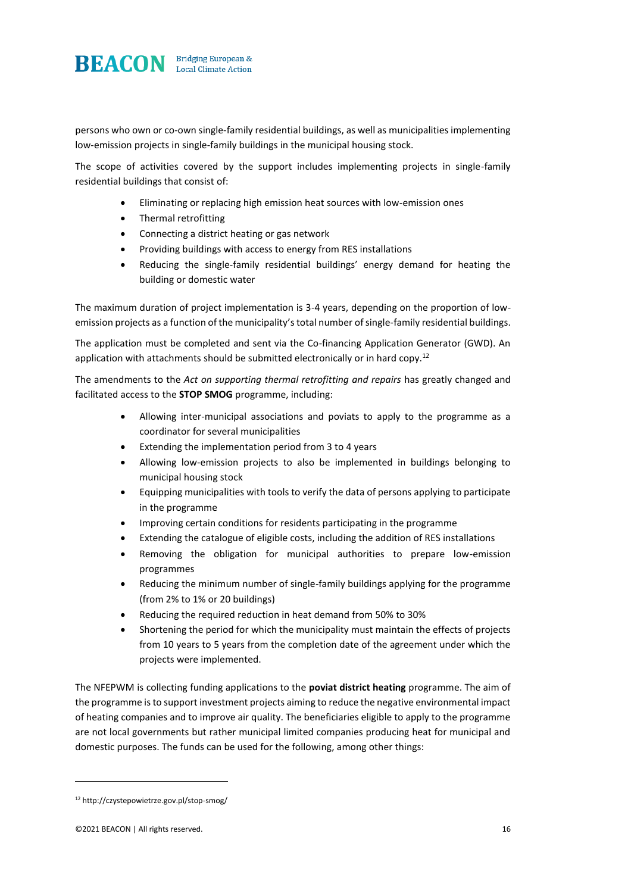persons who own or co-own single-family residential buildings, as well as municipalities implementing low-emission projects in single-family buildings in the municipal housing stock.

The scope of activities covered by the support includes implementing projects in single-family residential buildings that consist of:

- Eliminating or replacing high emission heat sources with low-emission ones
- Thermal retrofitting
- Connecting a district heating or gas network
- Providing buildings with access to energy from RES installations
- Reducing the single-family residential buildings' energy demand for heating the building or domestic water

The maximum duration of project implementation is 3-4 years, depending on the proportion of low-emission projects as a function of the municipality's total number of single-family residential buildings.

The application must be completed and sent via the Co-financing Application Generator (GWD). An application with attachments should be submitted electronically or in hard copy.[12]

The amendments to the *Act on supporting thermal retrofitting and repairs* has greatly changed and facilitated access to the **STOP SMOG** programme, including:

- Allowing inter-municipal associations and poviats to apply to the programme as a coordinator for several municipalities
- Extending the implementation period from 3 to 4 years
- Allowing low-emission projects to also be implemented in buildings belonging to municipal housing stock
- Equipping municipalities with tools to verify the data of persons applying to participate in the programme
- Improving certain conditions for residents participating in the programme
- Extending the catalogue of eligible costs, including the addition of RES installations
- Removing the obligation for municipal authorities to prepare low-emission programmes
- Reducing the minimum number of single-family buildings applying for the programme (from 2% to 1% or 20 buildings)
- Reducing the required reduction in heat demand from 50% to 30%
- Shortening the period for which the municipality must maintain the effects of projects from 10 years to 5 years from the completion date of the agreement under which the projects were implemented.

The NFEPWM is collecting funding applications to the **poviat district heating** programme. The aim of the programme is to support investment projects aiming to reduce the negative environmental impact of heating companies and to improve air quality. The beneficiaries eligible to apply to the programme are not local governments but rather municipal limited companies producing heat for municipal and domestic purposes. The funds can be used for the following, among other things:

[12] http://czystepowietrze.gov.pl/stop-smog/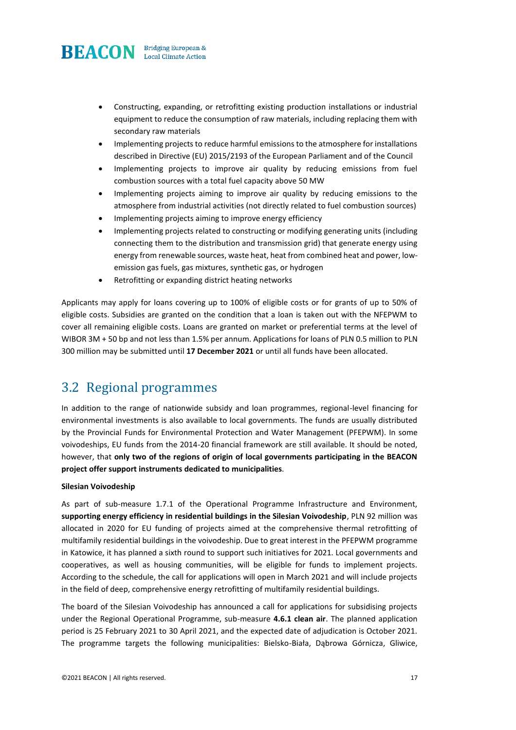- Constructing, expanding, or retrofitting existing production installations or industrial equipment to reduce the consumption of raw materials, including replacing them with secondary raw materials
- Implementing projects to reduce harmful emissions to the atmosphere for installations described in Directive (EU) 2015/2193 of the European Parliament and of the Council
- Implementing projects to improve air quality by reducing emissions from fuel combustion sources with a total fuel capacity above 50 MW
- Implementing projects aiming to improve air quality by reducing emissions to the atmosphere from industrial activities (not directly related to fuel combustion sources)
- Implementing projects aiming to improve energy efficiency
- Implementing projects related to constructing or modifying generating units (including connecting them to the distribution and transmission grid) that generate energy using energy from renewable sources, waste heat, heat from combined heat and power, low-emission gas fuels, gas mixtures, synthetic gas, or hydrogen
- Retrofitting or expanding district heating networks

Applicants may apply for loans covering up to 100% of eligible costs or for grants of up to 50% of eligible costs. Subsidies are granted on the condition that a loan is taken out with the NFEPWM to cover all remaining eligible costs. Loans are granted on market or preferential terms at the level of WIBOR 3M + 50 bp and not less than 1.5% per annum. Applications for loans of PLN 0.5 million to PLN 300 million may be submitted until **17 December 2021** or until all funds have been allocated.

## 3.2 Regional programmes

In addition to the range of nationwide subsidy and loan programmes, regional-level financing for environmental investments is also available to local governments. The funds are usually distributed by the Provincial Funds for Environmental Protection and Water Management (PFEPWM). In some voivodeships, EU funds from the 2014-20 financial framework are still available. It should be noted, however, that **only two of the regions of origin of local governments participating in the BEACON project offer support instruments dedicated to municipalities**.

**Silesian Voivodeship**

As part of sub-measure 1.7.1 of the Operational Programme Infrastructure and Environment, **supporting energy efficiency in residential buildings in the Silesian Voivodeship**, PLN 92 million was allocated in 2020 for EU funding of projects aimed at the comprehensive thermal retrofitting of multifamily residential buildings in the voivodeship. Due to great interest in the PFEPWM programme in Katowice, it has planned a sixth round to support such initiatives for 2021. Local governments and cooperatives, as well as housing communities, will be eligible for funds to implement projects. According to the schedule, the call for applications will open in March 2021 and will include projects in the field of deep, comprehensive energy retrofitting of multifamily residential buildings.

The board of the Silesian Voivodeship has announced a call for applications for subsidising projects under the Regional Operational Programme, sub-measure **4.6.1 clean air**. The planned application period is 25 February 2021 to 30 April 2021, and the expected date of adjudication is October 2021. The programme targets the following municipalities: Bielsko-Biała, Dąbrowa Górnicza, Gliwice,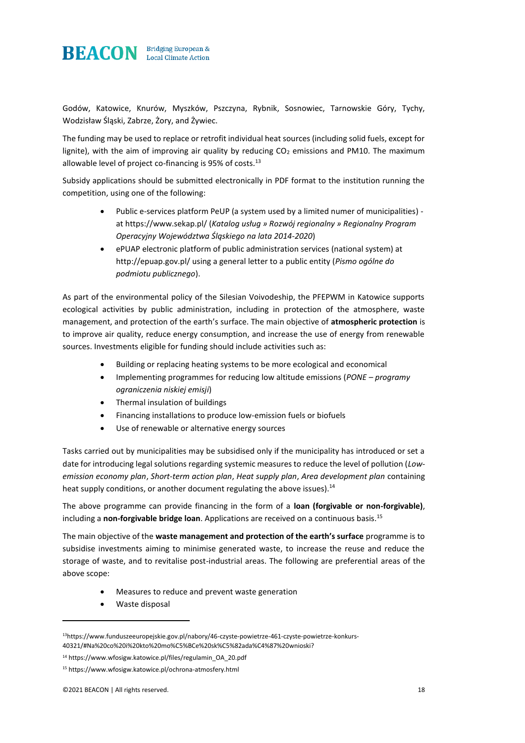Godów, Katowice, Knurów, Myszków, Pszczyna, Rybnik, Sosnowiec, Tarnowskie Góry, Tychy, Wodzisław Śląski, Zabrze, Żory, and Żywiec.

The funding may be used to replace or retrofit individual heat sources (including solid fuels, except for lignite), with the aim of improving air quality by reducing $CO_2$ emissions and PM10. The maximum allowable level of project co-financing is 95% of costs.[13]

Subsidy applications should be submitted electronically in PDF format to the institution running the competition, using one of the following:

- Public e-services platform PeUP (a system used by a limited numer of municipalities) - at https://www.sekap.pl/ (*Katalog usług » Rozwój regionalny » Regionalny Program Operacyjny Województwa Śląskiego na lata 2014-2020*)
- ePUAP electronic platform of public administration services (national system) at http://epuap.gov.pl/ using a general letter to a public entity (*Pismo ogólne do podmiotu publicznego*).

As part of the environmental policy of the Silesian Voivodeship, the PFEPWM in Katowice supports ecological activities by public administration, including in protection of the atmosphere, waste management, and protection of the earth's surface. The main objective of **atmospheric protection** is to improve air quality, reduce energy consumption, and increase the use of energy from renewable sources. Investments eligible for funding should include activities such as:

- Building or replacing heating systems to be more ecological and economical
- Implementing programmes for reducing low altitude emissions (*PONE – programy ograniczenia niskiej emisji*)
- Thermal insulation of buildings
- Financing installations to produce low-emission fuels or biofuels
- Use of renewable or alternative energy sources

Tasks carried out by municipalities may be subsidised only if the municipality has introduced or set a date for introducing legal solutions regarding systemic measures to reduce the level of pollution (*Low-emission economy plan*, *Short-term action plan*, *Heat supply plan*, *Area development plan* containing heat supply conditions, or another document regulating the above issues).[14]

The above programme can provide financing in the form of a **loan (forgivable or non-forgivable)**, including a **non-forgivable bridge loan**. Applications are received on a continuous basis.[15]

The main objective of the **waste management and protection of the earth's surface** programme is to subsidise investments aiming to minimise generated waste, to increase the reuse and reduce the storage of waste, and to revitalise post-industrial areas. The following are preferential areas of the above scope:

- Measures to reduce and prevent waste generation
- Waste disposal

---

[13] https://www.funduszeeuropejskie.gov.pl/nabory/46-czyste-powietrze-461-czyste-powietrze-konkurs-40321/#Na%20co%20i%20kto%20mo%C5%BCe%20sk%C5%82ada%C4%87%20wnioski?

[14] https://www.wfosigw.katowice.pl/files/regulamin_OA_20.pdf

[15] https://www.wfosigw.katowice.pl/ochrona-atmosfery.html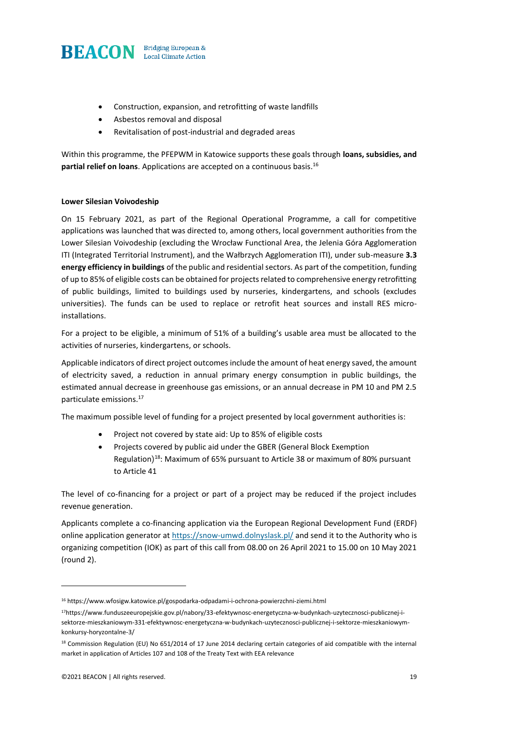- Construction, expansion, and retrofitting of waste landfills
- Asbestos removal and disposal
- Revitalisation of post-industrial and degraded areas

Within this programme, the PFEPWM in Katowice supports these goals through **loans, subsidies, and partial relief on loans**. Applications are accepted on a continuous basis.[16]

**Lower Silesian Voivodeship**

On 15 February 2021, as part of the Regional Operational Programme, a call for competitive applications was launched that was directed to, among others, local government authorities from the Lower Silesian Voivodeship (excluding the Wrocław Functional Area, the Jelenia Góra Agglomeration ITI (Integrated Territorial Instrument), and the Wałbrzych Agglomeration ITI), under sub-measure **3.3 energy efficiency in buildings** of the public and residential sectors. As part of the competition, funding of up to 85% of eligible costs can be obtained for projects related to comprehensive energy retrofitting of public buildings, limited to buildings used by nurseries, kindergartens, and schools (excludes universities). The funds can be used to replace or retrofit heat sources and install RES micro-installations.

For a project to be eligible, a minimum of 51% of a building's usable area must be allocated to the activities of nurseries, kindergartens, or schools.

Applicable indicators of direct project outcomes include the amount of heat energy saved, the amount of electricity saved, a reduction in annual primary energy consumption in public buildings, the estimated annual decrease in greenhouse gas emissions, or an annual decrease in PM 10 and PM 2.5 particulate emissions.[17]

The maximum possible level of funding for a project presented by local government authorities is:

- Project not covered by state aid: Up to 85% of eligible costs
- Projects covered by public aid under the GBER (General Block Exemption Regulation)[18]: Maximum of 65% pursuant to Article 38 or maximum of 80% pursuant to Article 41

The level of co-financing for a project or part of a project may be reduced if the project includes revenue generation.

Applicants complete a co-financing application via the European Regional Development Fund (ERDF) online application generator at https://snow-umwd.dolnyslask.pl/ and send it to the Authority who is organizing competition (IOK) as part of this call from 08.00 on 26 April 2021 to 15.00 on 10 May 2021 (round 2).

---

[16] https://www.wfosigw.katowice.pl/gospodarka-odpadami-i-ochrona-powierzchni-ziemi.html

[17] https://www.funduszeeuropejskie.gov.pl/nabory/33-efektywnosc-energetyczna-w-budynkach-uzytecznosci-publicznej-i-sektorze-mieszkaniowym-331-efektywnosc-energetyczna-w-budynkach-uzytecznosci-publicznej-i-sektorze-mieszkaniowym-konkursy-horyzontalne-3/

[18] Commission Regulation (EU) No 651/2014 of 17 June 2014 declaring certain categories of aid compatible with the internal market in application of Articles 107 and 108 of the Treaty Text with EEA relevance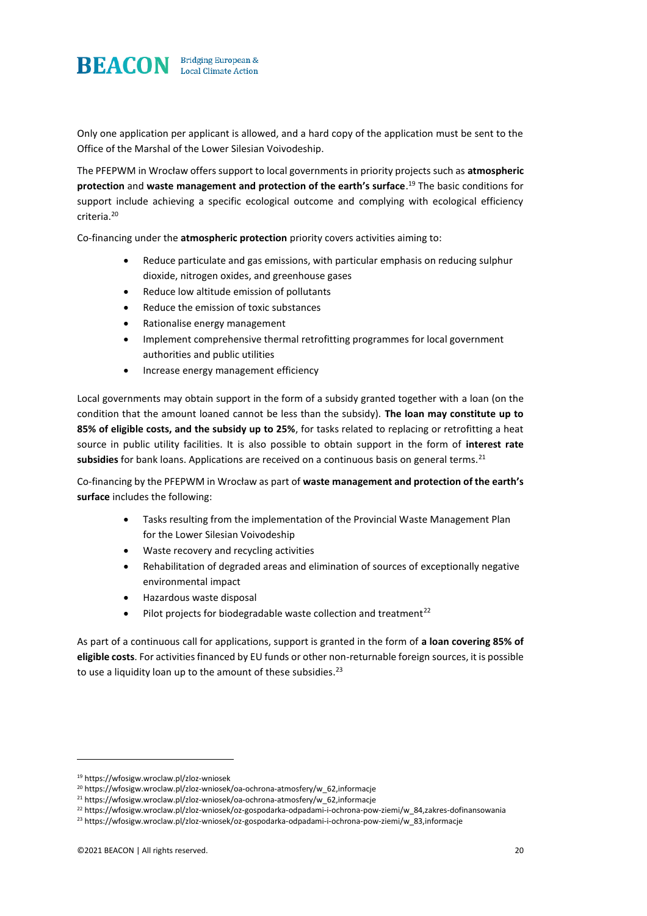Only one application per applicant is allowed, and a hard copy of the application must be sent to the Office of the Marshal of the Lower Silesian Voivodeship.

The PFEPWM in Wrocław offers support to local governments in priority projects such as **atmospheric protection** and **waste management and protection of the earth's surface**.[19] The basic conditions for support include achieving a specific ecological outcome and complying with ecological efficiency criteria.[20]

Co-financing under the **atmospheric protection** priority covers activities aiming to:

- Reduce particulate and gas emissions, with particular emphasis on reducing sulphur dioxide, nitrogen oxides, and greenhouse gases
- Reduce low altitude emission of pollutants
- Reduce the emission of toxic substances
- Rationalise energy management
- Implement comprehensive thermal retrofitting programmes for local government authorities and public utilities
- Increase energy management efficiency

Local governments may obtain support in the form of a subsidy granted together with a loan (on the condition that the amount loaned cannot be less than the subsidy). **The loan may constitute up to 85% of eligible costs, and the subsidy up to 25%**, for tasks related to replacing or retrofitting a heat source in public utility facilities. It is also possible to obtain support in the form of **interest rate subsidies** for bank loans. Applications are received on a continuous basis on general terms.[21]

Co-financing by the PFEPWM in Wrocław as part of **waste management and protection of the earth's surface** includes the following:

- Tasks resulting from the implementation of the Provincial Waste Management Plan for the Lower Silesian Voivodeship
- Waste recovery and recycling activities
- Rehabilitation of degraded areas and elimination of sources of exceptionally negative environmental impact
- Hazardous waste disposal
- Pilot projects for biodegradable waste collection and treatment[22]

As part of a continuous call for applications, support is granted in the form of **a loan covering 85% of eligible costs**. For activities financed by EU funds or other non-returnable foreign sources, it is possible to use a liquidity loan up to the amount of these subsidies.[23]

---

[19] https://wfosigw.wroclaw.pl/zloz-wniosek
[20] https://wfosigw.wroclaw.pl/zloz-wniosek/oa-ochrona-atmosfery/w_62,informacje
[21] https://wfosigw.wroclaw.pl/zloz-wniosek/oa-ochrona-atmosfery/w_62,informacje
[22] https://wfosigw.wroclaw.pl/zloz-wniosek/oz-gospodarka-odpadami-i-ochrona-pow-ziemi/w_84,zakres-dofinansowania
[23] https://wfosigw.wroclaw.pl/zloz-wniosek/oz-gospodarka-odpadami-i-ochrona-pow-ziemi/w_83,informacje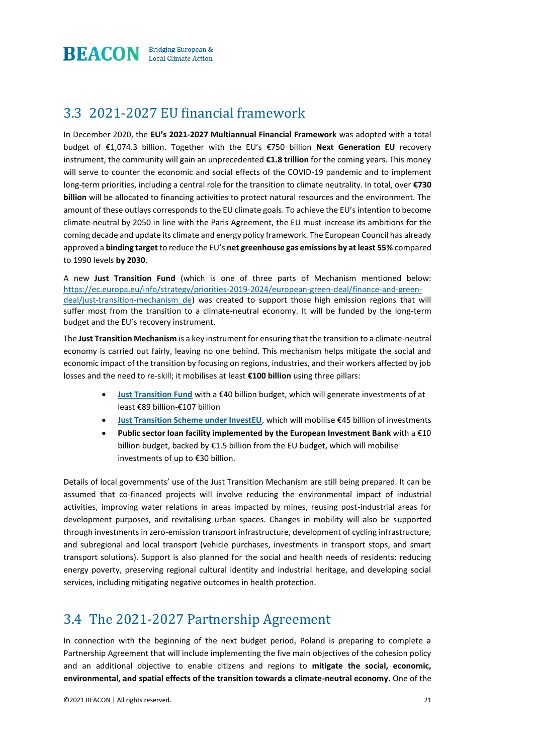## 3.3 2021-2027 EU financial framework

In December 2020, the **EU's 2021-2027 Multiannual Financial Framework** was adopted with a total budget of €1,074.3 billion. Together with the EU's €750 billion **Next Generation EU** recovery instrument, the community will gain an unprecedented **€1.8 trillion** for the coming years. This money will serve to counter the economic and social effects of the COVID-19 pandemic and to implement long-term priorities, including a central role for the transition to climate neutrality. In total, over **€730 billion** will be allocated to financing activities to protect natural resources and the environment. The amount of these outlays corresponds to the EU climate goals. To achieve the EU's intention to become climate-neutral by 2050 in line with the Paris Agreement, the EU must increase its ambitions for the coming decade and update its climate and energy policy framework. The European Council has already approved a **binding target** to reduce the EU's **net greenhouse gas emissions by at least 55%** compared to 1990 levels **by 2030**.

A new **Just Transition Fund** (which is one of three parts of Mechanism mentioned below: [https://ec.europa.eu/info/strategy/priorities-2019-2024/european-green-deal/finance-and-green-deal/just-transition-mechanism_de](https://ec.europa.eu/info/strategy/priorities-2019-2024/european-green-deal/finance-and-green-deal/just-transition-mechanism_de)) was created to support those high emission regions that will suffer most from the transition to a climate-neutral economy. It will be funded by the long-term budget and the EU's recovery instrument.

The **Just Transition Mechanism** is a key instrument for ensuring that the transition to a climate-neutral economy is carried out fairly, leaving no one behind. This mechanism helps mitigate the social and economic impact of the transition by focusing on regions, industries, and their workers affected by job losses and the need to re-skill; it mobilises at least **€100 billion** using three pillars:

- **Just Transition Fund** with a €40 billion budget, which will generate investments of at least €89 billion-€107 billion
- **Just Transition Scheme under InvestEU**, which will mobilise €45 billion of investments
- **Public sector loan facility implemented by the European Investment Bank** with a €10 billion budget, backed by €1.5 billion from the EU budget, which will mobilise investments of up to €30 billion.

Details of local governments' use of the Just Transition Mechanism are still being prepared. It can be assumed that co-financed projects will involve reducing the environmental impact of industrial activities, improving water relations in areas impacted by mines, reusing post-industrial areas for development purposes, and revitalising urban spaces. Changes in mobility will also be supported through investments in zero-emission transport infrastructure, development of cycling infrastructure, and subregional and local transport (vehicle purchases, investments in transport stops, and smart transport solutions). Support is also planned for the social and health needs of residents: reducing energy poverty, preserving regional cultural identity and industrial heritage, and developing social services, including mitigating negative outcomes in health protection.

## 3.4 The 2021-2027 Partnership Agreement

In connection with the beginning of the next budget period, Poland is preparing to complete a Partnership Agreement that will include implementing the five main objectives of the cohesion policy and an additional objective to enable citizens and regions to **mitigate the social, economic, environmental, and spatial effects of the transition towards a climate-neutral economy**. One of the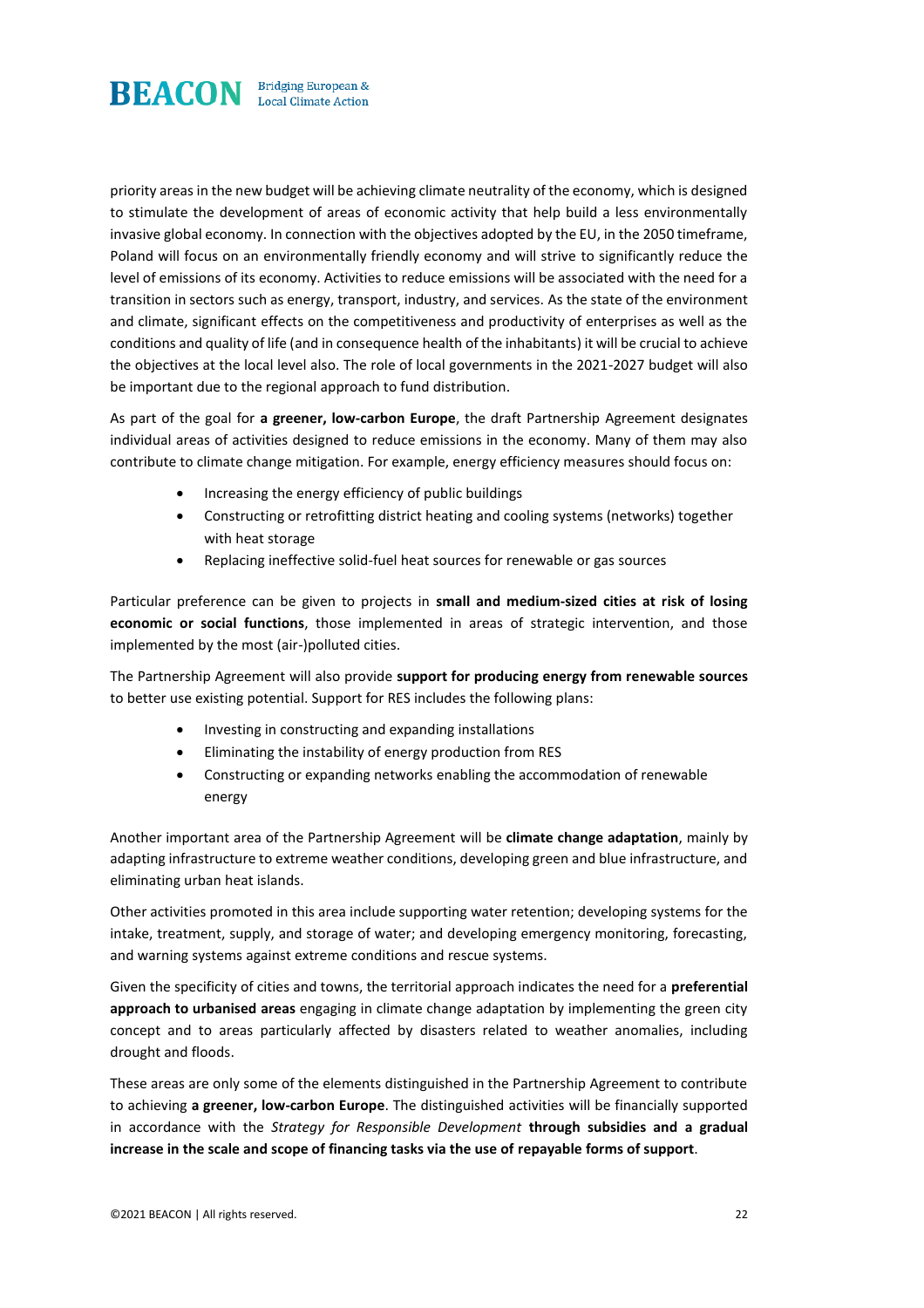priority areas in the new budget will be achieving climate neutrality of the economy, which is designed to stimulate the development of areas of economic activity that help build a less environmentally invasive global economy. In connection with the objectives adopted by the EU, in the 2050 timeframe, Poland will focus on an environmentally friendly economy and will strive to significantly reduce the level of emissions of its economy. Activities to reduce emissions will be associated with the need for a transition in sectors such as energy, transport, industry, and services. As the state of the environment and climate, significant effects on the competitiveness and productivity of enterprises as well as the conditions and quality of life (and in consequence health of the inhabitants) it will be crucial to achieve the objectives at the local level also. The role of local governments in the 2021-2027 budget will also be important due to the regional approach to fund distribution.

As part of the goal for **a greener, low-carbon Europe**, the draft Partnership Agreement designates individual areas of activities designed to reduce emissions in the economy. Many of them may also contribute to climate change mitigation. For example, energy efficiency measures should focus on:

- Increasing the energy efficiency of public buildings
- Constructing or retrofitting district heating and cooling systems (networks) together with heat storage
- Replacing ineffective solid-fuel heat sources for renewable or gas sources

Particular preference can be given to projects in **small and medium-sized cities at risk of losing economic or social functions**, those implemented in areas of strategic intervention, and those implemented by the most (air-)polluted cities.

The Partnership Agreement will also provide **support for producing energy from renewable sources** to better use existing potential. Support for RES includes the following plans:

- Investing in constructing and expanding installations
- Eliminating the instability of energy production from RES
- Constructing or expanding networks enabling the accommodation of renewable energy

Another important area of the Partnership Agreement will be **climate change adaptation**, mainly by adapting infrastructure to extreme weather conditions, developing green and blue infrastructure, and eliminating urban heat islands.

Other activities promoted in this area include supporting water retention; developing systems for the intake, treatment, supply, and storage of water; and developing emergency monitoring, forecasting, and warning systems against extreme conditions and rescue systems.

Given the specificity of cities and towns, the territorial approach indicates the need for a **preferential approach to urbanised areas** engaging in climate change adaptation by implementing the green city concept and to areas particularly affected by disasters related to weather anomalies, including drought and floods.

These areas are only some of the elements distinguished in the Partnership Agreement to contribute to achieving **a greener, low-carbon Europe**. The distinguished activities will be financially supported in accordance with the *Strategy for Responsible Development* **through subsidies and a gradual increase in the scale and scope of financing tasks via the use of repayable forms of support**.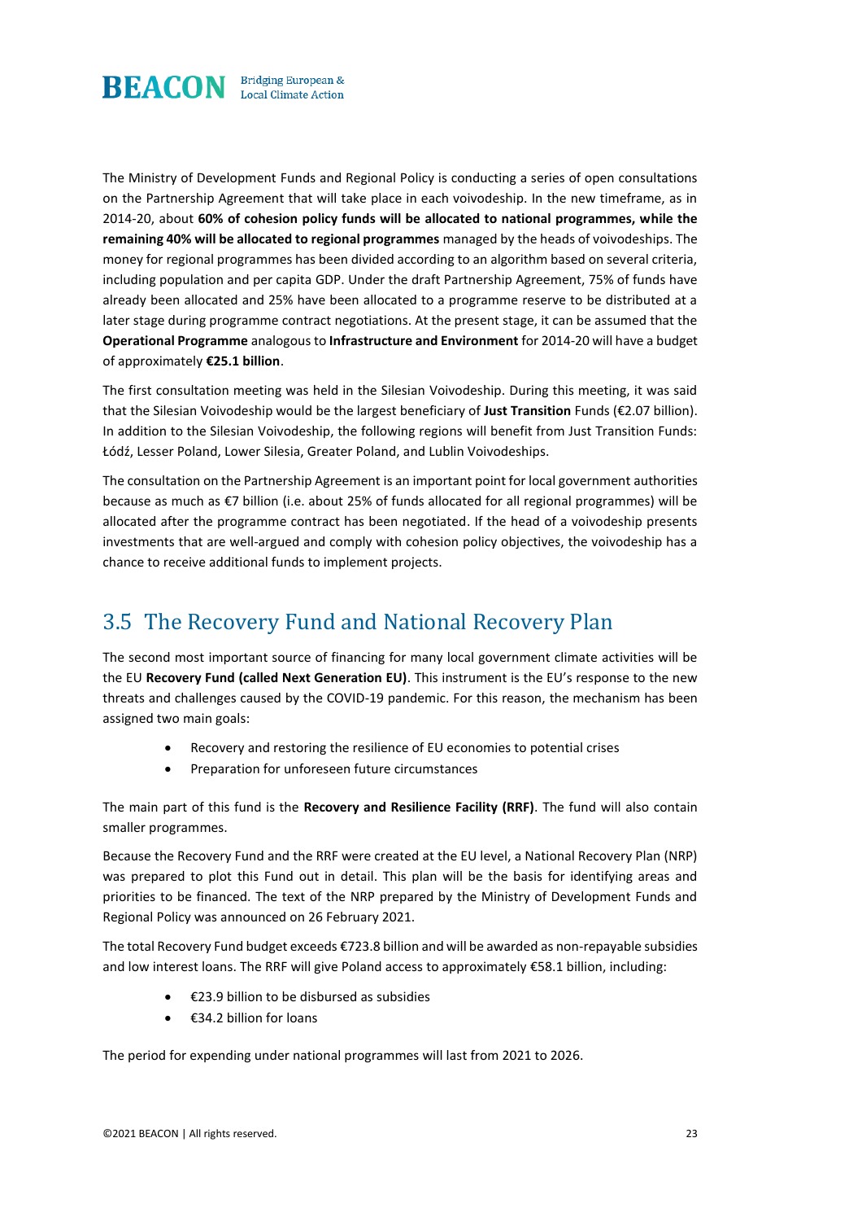The Ministry of Development Funds and Regional Policy is conducting a series of open consultations on the Partnership Agreement that will take place in each voivodeship. In the new timeframe, as in 2014-20, about **60% of cohesion policy funds will be allocated to national programmes, while the remaining 40% will be allocated to regional programmes** managed by the heads of voivodeships. The money for regional programmes has been divided according to an algorithm based on several criteria, including population and per capita GDP. Under the draft Partnership Agreement, 75% of funds have already been allocated and 25% have been allocated to a programme reserve to be distributed at a later stage during programme contract negotiations. At the present stage, it can be assumed that the **Operational Programme** analogous to **Infrastructure and Environment** for 2014-20 will have a budget of approximately **€25.1 billion**.

The first consultation meeting was held in the Silesian Voivodeship. During this meeting, it was said that the Silesian Voivodeship would be the largest beneficiary of **Just Transition** Funds (€2.07 billion). In addition to the Silesian Voivodeship, the following regions will benefit from Just Transition Funds: Łódź, Lesser Poland, Lower Silesia, Greater Poland, and Lublin Voivodeships.

The consultation on the Partnership Agreement is an important point for local government authorities because as much as €7 billion (i.e. about 25% of funds allocated for all regional programmes) will be allocated after the programme contract has been negotiated. If the head of a voivodeship presents investments that are well-argued and comply with cohesion policy objectives, the voivodeship has a chance to receive additional funds to implement projects.

## 3.5 The Recovery Fund and National Recovery Plan

The second most important source of financing for many local government climate activities will be the EU **Recovery Fund (called Next Generation EU)**. This instrument is the EU's response to the new threats and challenges caused by the COVID-19 pandemic. For this reason, the mechanism has been assigned two main goals:

- Recovery and restoring the resilience of EU economies to potential crises
- Preparation for unforeseen future circumstances

The main part of this fund is the **Recovery and Resilience Facility (RRF)**. The fund will also contain smaller programmes.

Because the Recovery Fund and the RRF were created at the EU level, a National Recovery Plan (NRP) was prepared to plot this Fund out in detail. This plan will be the basis for identifying areas and priorities to be financed. The text of the NRP prepared by the Ministry of Development Funds and Regional Policy was announced on 26 February 2021.

The total Recovery Fund budget exceeds €723.8 billion and will be awarded as non-repayable subsidies and low interest loans. The RRF will give Poland access to approximately €58.1 billion, including:

- €23.9 billion to be disbursed as subsidies
- €34.2 billion for loans

The period for expending under national programmes will last from 2021 to 2026.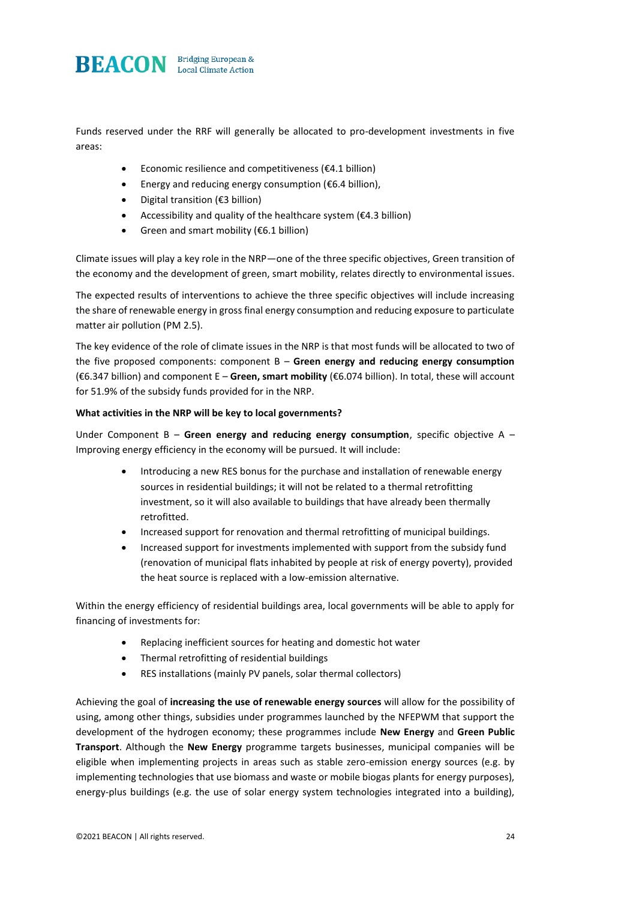Funds reserved under the RRF will generally be allocated to pro-development investments in five areas:

- Economic resilience and competitiveness (€4.1 billion)
- Energy and reducing energy consumption (€6.4 billion),
- Digital transition (€3 billion)
- Accessibility and quality of the healthcare system (€4.3 billion)
- Green and smart mobility (€6.1 billion)

Climate issues will play a key role in the NRP—one of the three specific objectives, Green transition of the economy and the development of green, smart mobility, relates directly to environmental issues.

The expected results of interventions to achieve the three specific objectives will include increasing the share of renewable energy in gross final energy consumption and reducing exposure to particulate matter air pollution (PM 2.5).

The key evidence of the role of climate issues in the NRP is that most funds will be allocated to two of the five proposed components: component B – **Green energy and reducing energy consumption** (€6.347 billion) and component E – **Green, smart mobility** (€6.074 billion). In total, these will account for 51.9% of the subsidy funds provided for in the NRP.

**What activities in the NRP will be key to local governments?**

Under Component B – **Green energy and reducing energy consumption**, specific objective A – Improving energy efficiency in the economy will be pursued. It will include:

- Introducing a new RES bonus for the purchase and installation of renewable energy sources in residential buildings; it will not be related to a thermal retrofitting investment, so it will also available to buildings that have already been thermally retrofitted.
- Increased support for renovation and thermal retrofitting of municipal buildings.
- Increased support for investments implemented with support from the subsidy fund (renovation of municipal flats inhabited by people at risk of energy poverty), provided the heat source is replaced with a low-emission alternative.

Within the energy efficiency of residential buildings area, local governments will be able to apply for financing of investments for:

- Replacing inefficient sources for heating and domestic hot water
- Thermal retrofitting of residential buildings
- RES installations (mainly PV panels, solar thermal collectors)

Achieving the goal of **increasing the use of renewable energy sources** will allow for the possibility of using, among other things, subsidies under programmes launched by the NFEPWM that support the development of the hydrogen economy; these programmes include **New Energy** and **Green Public Transport**. Although the **New Energy** programme targets businesses, municipal companies will be eligible when implementing projects in areas such as stable zero-emission energy sources (e.g. by implementing technologies that use biomass and waste or mobile biogas plants for energy purposes), energy-plus buildings (e.g. the use of solar energy system technologies integrated into a building),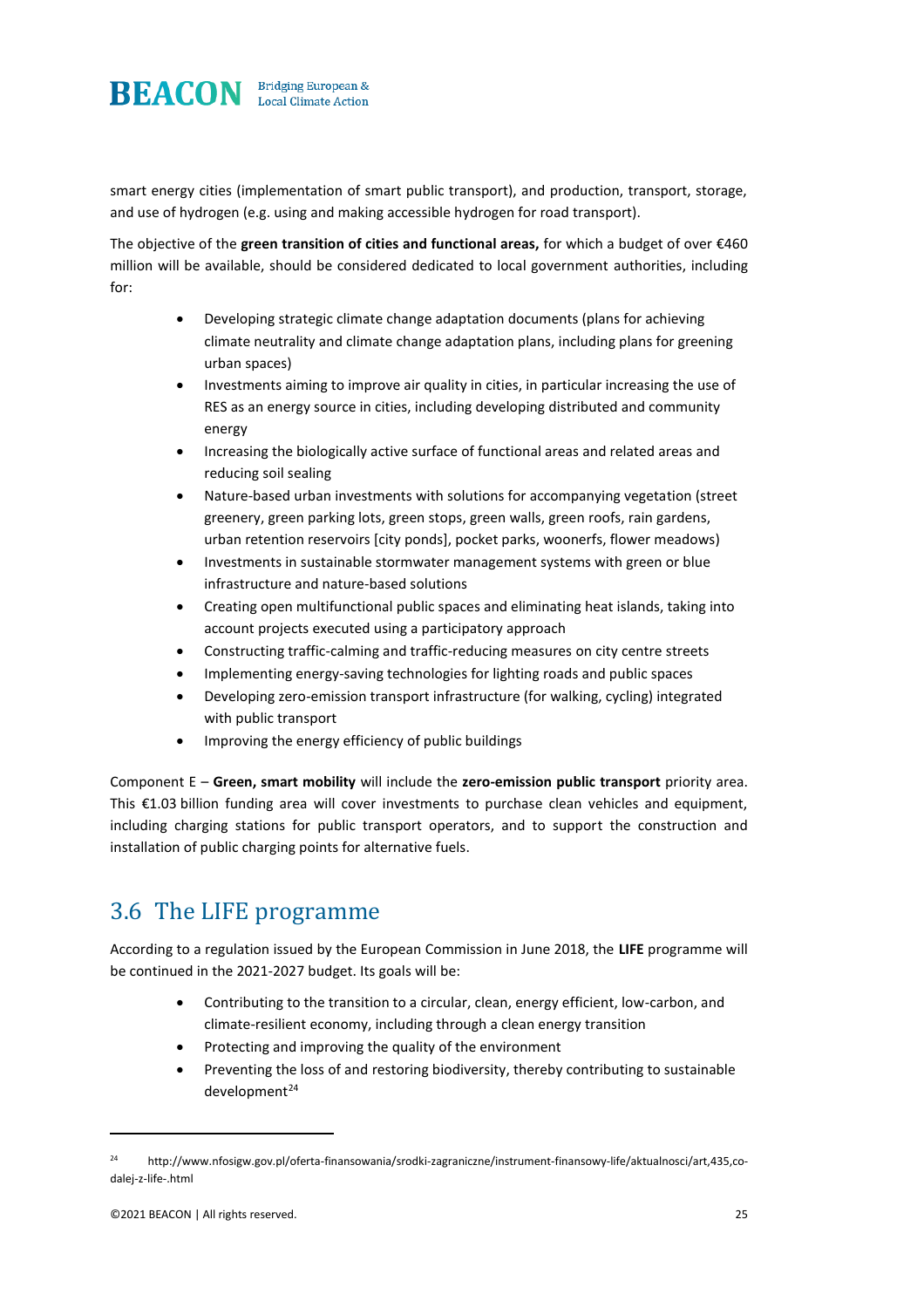smart energy cities (implementation of smart public transport), and production, transport, storage, and use of hydrogen (e.g. using and making accessible hydrogen for road transport).

The objective of the **green transition of cities and functional areas,** for which a budget of over €460 million will be available, should be considered dedicated to local government authorities, including for:

- Developing strategic climate change adaptation documents (plans for achieving climate neutrality and climate change adaptation plans, including plans for greening urban spaces)
- Investments aiming to improve air quality in cities, in particular increasing the use of RES as an energy source in cities, including developing distributed and community energy
- Increasing the biologically active surface of functional areas and related areas and reducing soil sealing
- Nature-based urban investments with solutions for accompanying vegetation (street greenery, green parking lots, green stops, green walls, green roofs, rain gardens, urban retention reservoirs [city ponds], pocket parks, woonerfs, flower meadows)
- Investments in sustainable stormwater management systems with green or blue infrastructure and nature-based solutions
- Creating open multifunctional public spaces and eliminating heat islands, taking into account projects executed using a participatory approach
- Constructing traffic-calming and traffic-reducing measures on city centre streets
- Implementing energy-saving technologies for lighting roads and public spaces
- Developing zero-emission transport infrastructure (for walking, cycling) integrated with public transport
- Improving the energy efficiency of public buildings

Component E – **Green, smart mobility** will include the **zero-emission public transport** priority area. This €1.03 billion funding area will cover investments to purchase clean vehicles and equipment, including charging stations for public transport operators, and to support the construction and installation of public charging points for alternative fuels.

## 3.6 The LIFE programme

According to a regulation issued by the European Commission in June 2018, the **LIFE** programme will be continued in the 2021-2027 budget. Its goals will be:

- Contributing to the transition to a circular, clean, energy efficient, low-carbon, and climate-resilient economy, including through a clean energy transition
- Protecting and improving the quality of the environment
- Preventing the loss of and restoring biodiversity, thereby contributing to sustainable development[24]

---

[24] http://www.nfosigw.gov.pl/oferta-finansowania/srodki-zagraniczne/instrument-finansowy-life/aktualnosci/art,435,co-dalej-z-life-.html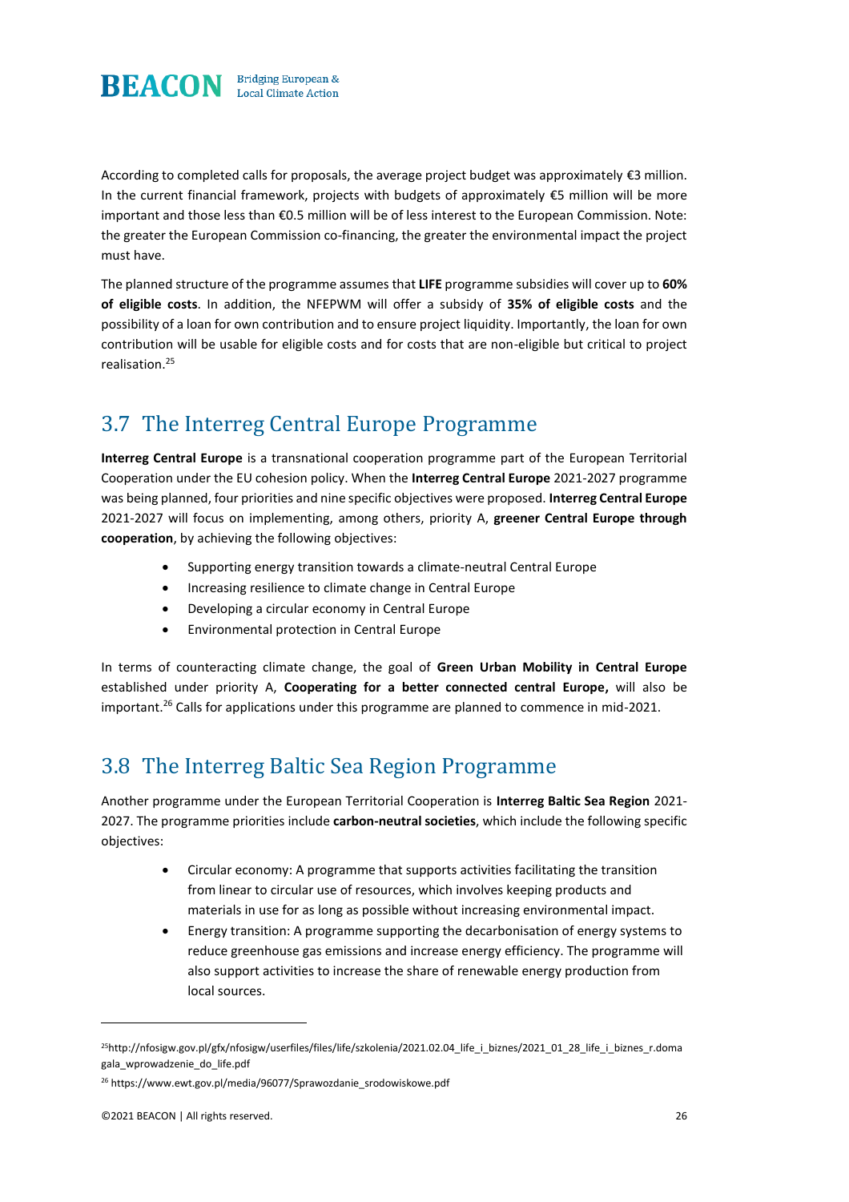According to completed calls for proposals, the average project budget was approximately €3 million. In the current financial framework, projects with budgets of approximately €5 million will be more important and those less than €0.5 million will be of less interest to the European Commission. Note: the greater the European Commission co-financing, the greater the environmental impact the project must have.

The planned structure of the programme assumes that **LIFE** programme subsidies will cover up to **60% of eligible costs**. In addition, the NFEPWM will offer a subsidy of **35% of eligible costs** and the possibility of a loan for own contribution and to ensure project liquidity. Importantly, the loan for own contribution will be usable for eligible costs and for costs that are non-eligible but critical to project realisation.[25]

## 3.7 The Interreg Central Europe Programme

**Interreg Central Europe** is a transnational cooperation programme part of the European Territorial Cooperation under the EU cohesion policy. When the **Interreg Central Europe** 2021-2027 programme was being planned, four priorities and nine specific objectives were proposed. **Interreg Central Europe** 2021-2027 will focus on implementing, among others, priority A, **greener Central Europe through cooperation**, by achieving the following objectives:

- Supporting energy transition towards a climate-neutral Central Europe
- Increasing resilience to climate change in Central Europe
- Developing a circular economy in Central Europe
- Environmental protection in Central Europe

In terms of counteracting climate change, the goal of **Green Urban Mobility in Central Europe** established under priority A, **Cooperating for a better connected central Europe,** will also be important.[26] Calls for applications under this programme are planned to commence in mid-2021.

## 3.8 The Interreg Baltic Sea Region Programme

Another programme under the European Territorial Cooperation is **Interreg Baltic Sea Region** 2021-2027. The programme priorities include **carbon-neutral societies**, which include the following specific objectives:

- Circular economy: A programme that supports activities facilitating the transition from linear to circular use of resources, which involves keeping products and materials in use for as long as possible without increasing environmental impact.
- Energy transition: A programme supporting the decarbonisation of energy systems to reduce greenhouse gas emissions and increase energy efficiency. The programme will also support activities to increase the share of renewable energy production from local sources.

---

[25] http://nfosigw.gov.pl/gfx/nfosigw/userfiles/files/life/szkolenia/2021.02.04_life_i_biznes/2021_01_28_life_i_biznes_r.domagala_wprowadzenie_do_life.pdf

[26] https://www.ewt.gov.pl/media/96077/Sprawozdanie_srodowiskowe.pdf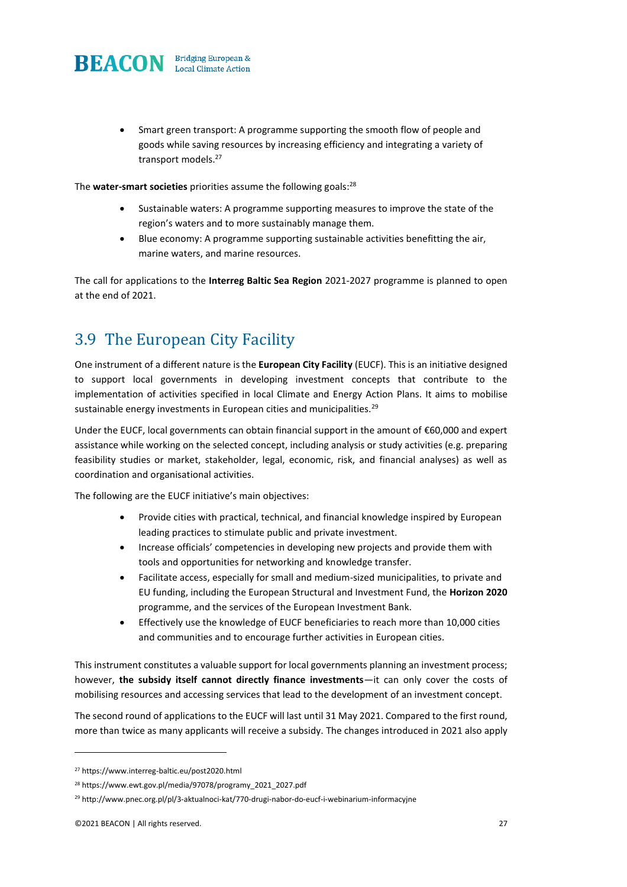- Smart green transport: A programme supporting the smooth flow of people and goods while saving resources by increasing efficiency and integrating a variety of transport models.[27]

The **water-smart societies** priorities assume the following goals:[28]

- Sustainable waters: A programme supporting measures to improve the state of the region's waters and to more sustainably manage them.
- Blue economy: A programme supporting sustainable activities benefitting the air, marine waters, and marine resources.

The call for applications to the **Interreg Baltic Sea Region** 2021-2027 programme is planned to open at the end of 2021.

## 3.9 The European City Facility

One instrument of a different nature is the **European City Facility** (EUCF). This is an initiative designed to support local governments in developing investment concepts that contribute to the implementation of activities specified in local Climate and Energy Action Plans. It aims to mobilise sustainable energy investments in European cities and municipalities.[29]

Under the EUCF, local governments can obtain financial support in the amount of €60,000 and expert assistance while working on the selected concept, including analysis or study activities (e.g. preparing feasibility studies or market, stakeholder, legal, economic, risk, and financial analyses) as well as coordination and organisational activities.

The following are the EUCF initiative's main objectives:

- Provide cities with practical, technical, and financial knowledge inspired by European leading practices to stimulate public and private investment.
- Increase officials' competencies in developing new projects and provide them with tools and opportunities for networking and knowledge transfer.
- Facilitate access, especially for small and medium-sized municipalities, to private and EU funding, including the European Structural and Investment Fund, the **Horizon 2020** programme, and the services of the European Investment Bank.
- Effectively use the knowledge of EUCF beneficiaries to reach more than 10,000 cities and communities and to encourage further activities in European cities.

This instrument constitutes a valuable support for local governments planning an investment process; however, **the subsidy itself cannot directly finance investments**—it can only cover the costs of mobilising resources and accessing services that lead to the development of an investment concept.

The second round of applications to the EUCF will last until 31 May 2021. Compared to the first round, more than twice as many applicants will receive a subsidy. The changes introduced in 2021 also apply

[27] https://www.interreg-baltic.eu/post2020.html

[28] https://www.ewt.gov.pl/media/97078/programy_2021_2027.pdf

[29] http://www.pnec.org.pl/pl/3-aktualnoci-kat/770-drugi-nabor-do-eucf-i-webinarium-informacyjne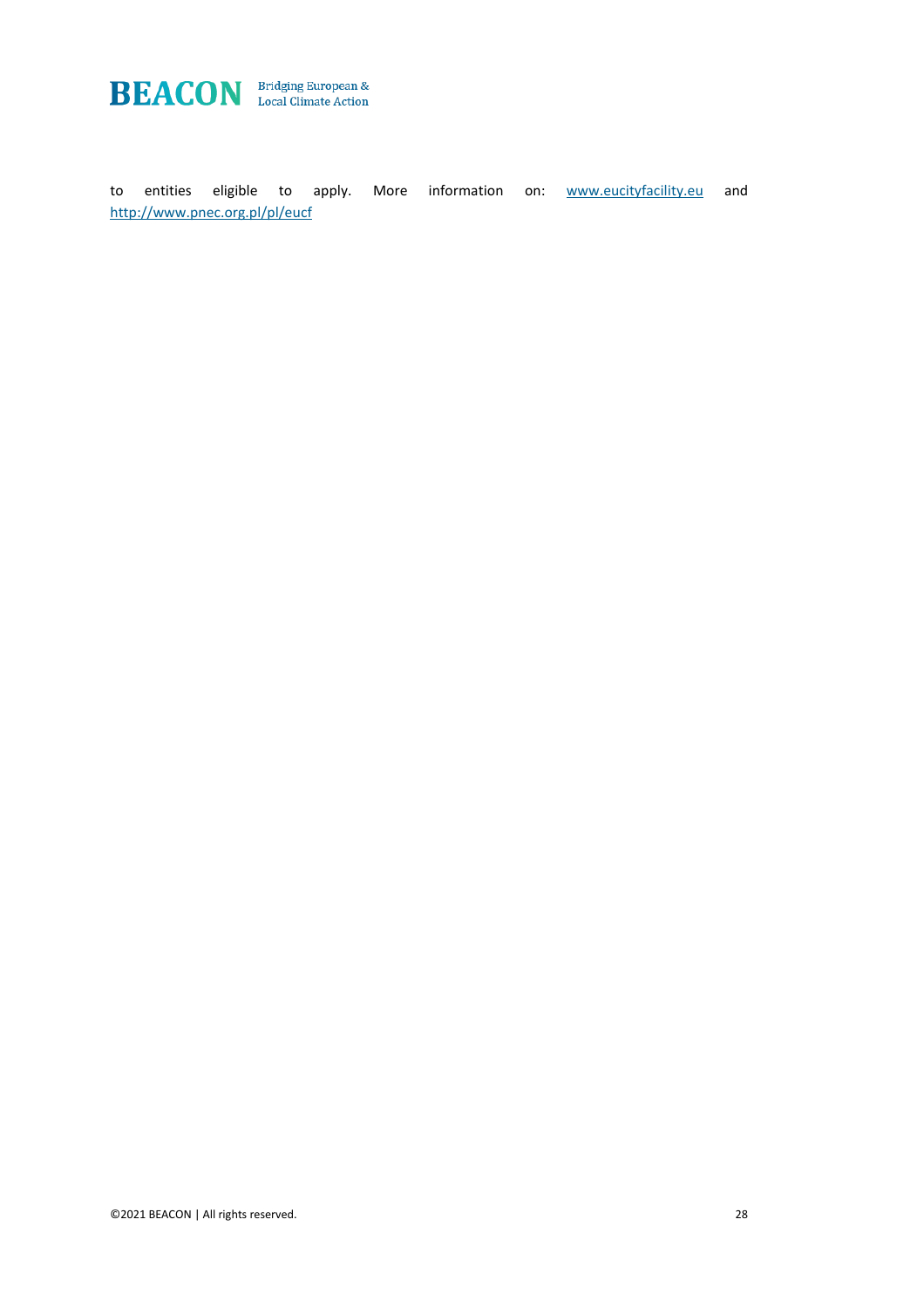to entities eligible to apply. More information on: [www.eucityfacility.eu](http://www.eucityfacility.eu) and [http://www.pnec.org.pl/pl/eucf](http://www.pnec.org.pl/pl/eucf)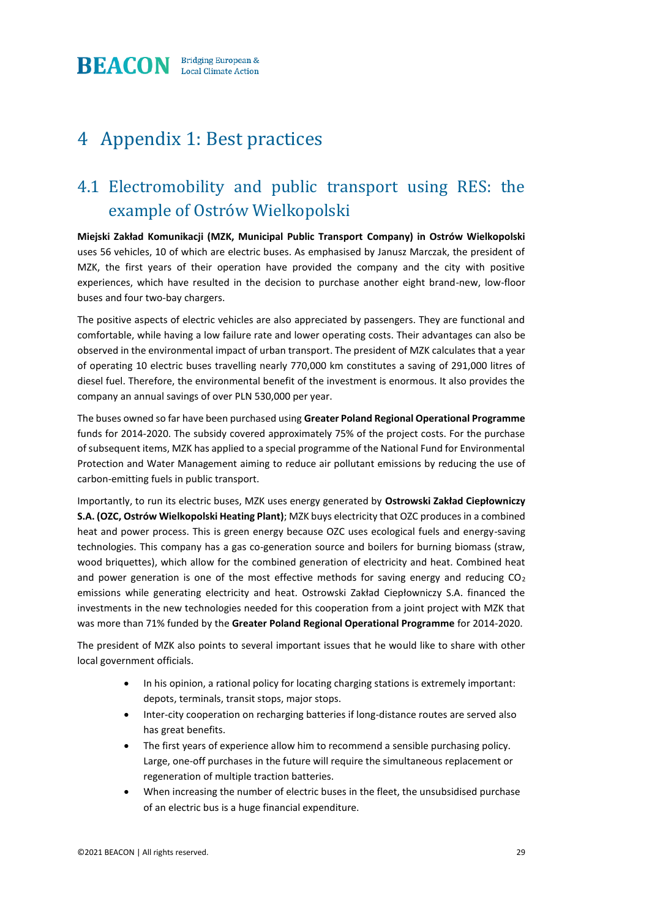# 4 Appendix 1: Best practices

## 4.1 Electromobility and public transport using RES: the example of Ostrów Wielkopolski

**Miejski Zakład Komunikacji (MZK, Municipal Public Transport Company) in Ostrów Wielkopolski** uses 56 vehicles, 10 of which are electric buses. As emphasised by Janusz Marczak, the president of MZK, the first years of their operation have provided the company and the city with positive experiences, which have resulted in the decision to purchase another eight brand-new, low-floor buses and four two-bay chargers.

The positive aspects of electric vehicles are also appreciated by passengers. They are functional and comfortable, while having a low failure rate and lower operating costs. Their advantages can also be observed in the environmental impact of urban transport. The president of MZK calculates that a year of operating 10 electric buses travelling nearly 770,000 km constitutes a saving of 291,000 litres of diesel fuel. Therefore, the environmental benefit of the investment is enormous. It also provides the company an annual savings of over PLN 530,000 per year.

The buses owned so far have been purchased using **Greater Poland Regional Operational Programme** funds for 2014-2020. The subsidy covered approximately 75% of the project costs. For the purchase of subsequent items, MZK has applied to a special programme of the National Fund for Environmental Protection and Water Management aiming to reduce air pollutant emissions by reducing the use of carbon-emitting fuels in public transport.

Importantly, to run its electric buses, MZK uses energy generated by **Ostrowski Zakład Ciepłowniczy S.A. (OZC, Ostrów Wielkopolski Heating Plant)**; MZK buys electricity that OZC produces in a combined heat and power process. This is green energy because OZC uses ecological fuels and energy-saving technologies. This company has a gas co-generation source and boilers for burning biomass (straw, wood briquettes), which allow for the combined generation of electricity and heat. Combined heat and power generation is one of the most effective methods for saving energy and reducing $CO_2$ emissions while generating electricity and heat. Ostrowski Zakład Ciepłowniczy S.A. financed the investments in the new technologies needed for this cooperation from a joint project with MZK that was more than 71% funded by the **Greater Poland Regional Operational Programme** for 2014-2020.

The president of MZK also points to several important issues that he would like to share with other local government officials.

- In his opinion, a rational policy for locating charging stations is extremely important: depots, terminals, transit stops, major stops.
- Inter-city cooperation on recharging batteries if long-distance routes are served also has great benefits.
- The first years of experience allow him to recommend a sensible purchasing policy. Large, one-off purchases in the future will require the simultaneous replacement or regeneration of multiple traction batteries.
- When increasing the number of electric buses in the fleet, the unsubsidised purchase of an electric bus is a huge financial expenditure.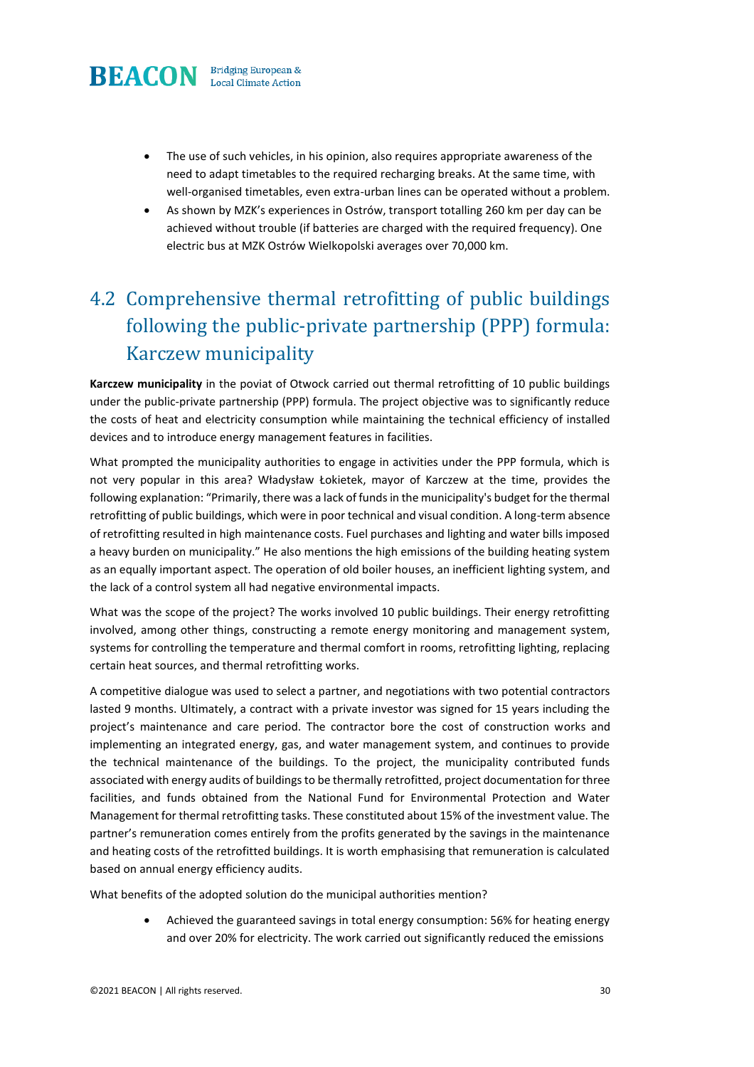- The use of such vehicles, in his opinion, also requires appropriate awareness of the need to adapt timetables to the required recharging breaks. At the same time, with well-organised timetables, even extra-urban lines can be operated without a problem.
- As shown by MZK's experiences in Ostrów, transport totalling 260 km per day can be achieved without trouble (if batteries are charged with the required frequency). One electric bus at MZK Ostrów Wielkopolski averages over 70,000 km.

## 4.2 Comprehensive thermal retrofitting of public buildings following the public-private partnership (PPP) formula: Karczew municipality

**Karczew municipality** in the poviat of Otwock carried out thermal retrofitting of 10 public buildings under the public-private partnership (PPP) formula. The project objective was to significantly reduce the costs of heat and electricity consumption while maintaining the technical efficiency of installed devices and to introduce energy management features in facilities.

What prompted the municipality authorities to engage in activities under the PPP formula, which is not very popular in this area? Władysław Łokietek, mayor of Karczew at the time, provides the following explanation: "Primarily, there was a lack of funds in the municipality's budget for the thermal retrofitting of public buildings, which were in poor technical and visual condition. A long-term absence of retrofitting resulted in high maintenance costs. Fuel purchases and lighting and water bills imposed a heavy burden on municipality." He also mentions the high emissions of the building heating system as an equally important aspect. The operation of old boiler houses, an inefficient lighting system, and the lack of a control system all had negative environmental impacts.

What was the scope of the project? The works involved 10 public buildings. Their energy retrofitting involved, among other things, constructing a remote energy monitoring and management system, systems for controlling the temperature and thermal comfort in rooms, retrofitting lighting, replacing certain heat sources, and thermal retrofitting works.

A competitive dialogue was used to select a partner, and negotiations with two potential contractors lasted 9 months. Ultimately, a contract with a private investor was signed for 15 years including the project's maintenance and care period. The contractor bore the cost of construction works and implementing an integrated energy, gas, and water management system, and continues to provide the technical maintenance of the buildings. To the project, the municipality contributed funds associated with energy audits of buildings to be thermally retrofitted, project documentation for three facilities, and funds obtained from the National Fund for Environmental Protection and Water Management for thermal retrofitting tasks. These constituted about 15% of the investment value. The partner's remuneration comes entirely from the profits generated by the savings in the maintenance and heating costs of the retrofitted buildings. It is worth emphasising that remuneration is calculated based on annual energy efficiency audits.

What benefits of the adopted solution do the municipal authorities mention?

- Achieved the guaranteed savings in total energy consumption: 56% for heating energy and over 20% for electricity. The work carried out significantly reduced the emissions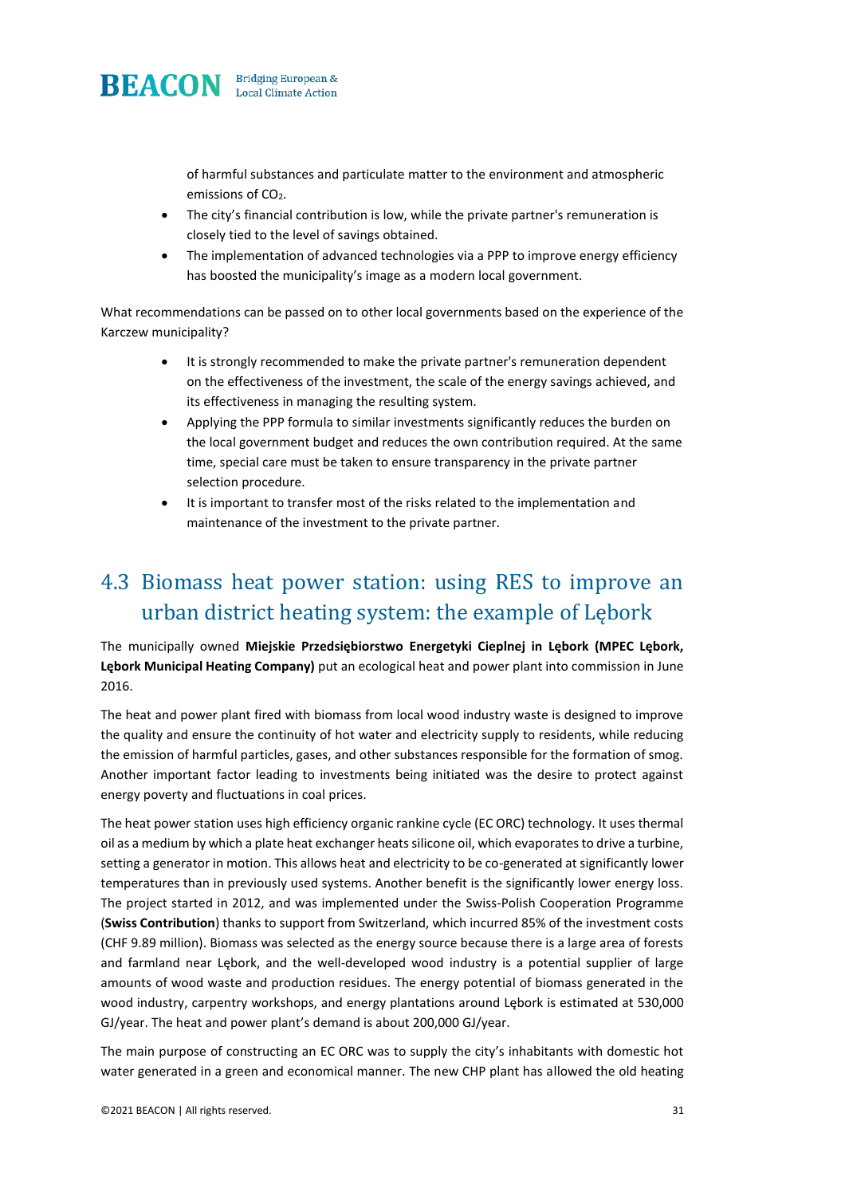of harmful substances and particulate matter to the environment and atmospheric emissions of $CO_2$.

- The city's financial contribution is low, while the private partner's remuneration is closely tied to the level of savings obtained.
- The implementation of advanced technologies via a PPP to improve energy efficiency has boosted the municipality's image as a modern local government.

What recommendations can be passed on to other local governments based on the experience of the Karczew municipality?

- It is strongly recommended to make the private partner's remuneration dependent on the effectiveness of the investment, the scale of the energy savings achieved, and its effectiveness in managing the resulting system.
- Applying the PPP formula to similar investments significantly reduces the burden on the local government budget and reduces the own contribution required. At the same time, special care must be taken to ensure transparency in the private partner selection procedure.
- It is important to transfer most of the risks related to the implementation and maintenance of the investment to the private partner.

## 4.3 Biomass heat power station: using RES to improve an urban district heating system: the example of Lębork

The municipally owned **Miejskie Przedsiębiorstwo Energetyki Cieplnej in Lębork (MPEC Lębork, Lębork Municipal Heating Company)** put an ecological heat and power plant into commission in June 2016.

The heat and power plant fired with biomass from local wood industry waste is designed to improve the quality and ensure the continuity of hot water and electricity supply to residents, while reducing the emission of harmful particles, gases, and other substances responsible for the formation of smog. Another important factor leading to investments being initiated was the desire to protect against energy poverty and fluctuations in coal prices.

The heat power station uses high efficiency organic rankine cycle (EC ORC) technology. It uses thermal oil as a medium by which a plate heat exchanger heats silicone oil, which evaporates to drive a turbine, setting a generator in motion. This allows heat and electricity to be co-generated at significantly lower temperatures than in previously used systems. Another benefit is the significantly lower energy loss. The project started in 2012, and was implemented under the Swiss-Polish Cooperation Programme (**Swiss Contribution**) thanks to support from Switzerland, which incurred 85% of the investment costs (CHF 9.89 million). Biomass was selected as the energy source because there is a large area of forests and farmland near Lębork, and the well-developed wood industry is a potential supplier of large amounts of wood waste and production residues. The energy potential of biomass generated in the wood industry, carpentry workshops, and energy plantations around Lębork is estimated at 530,000 GJ/year. The heat and power plant's demand is about 200,000 GJ/year.

The main purpose of constructing an EC ORC was to supply the city's inhabitants with domestic hot water generated in a green and economical manner. The new CHP plant has allowed the old heating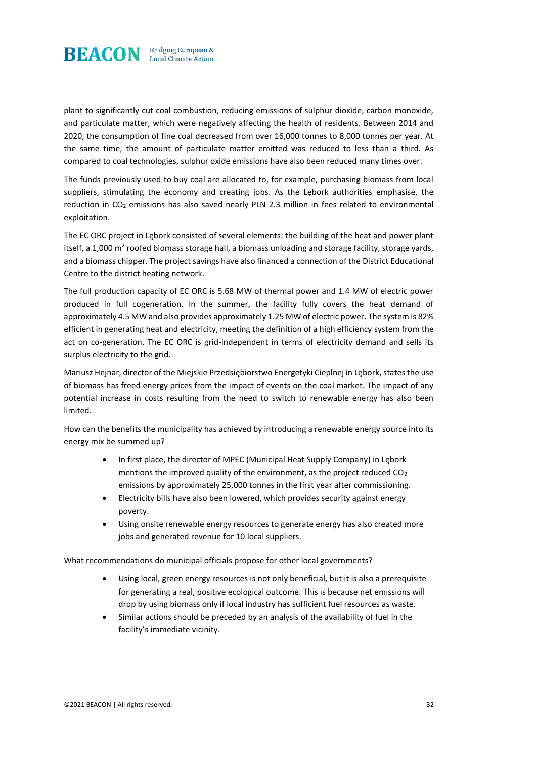plant to significantly cut coal combustion, reducing emissions of sulphur dioxide, carbon monoxide, and particulate matter, which were negatively affecting the health of residents. Between 2014 and 2020, the consumption of fine coal decreased from over 16,000 tonnes to 8,000 tonnes per year. At the same time, the amount of particulate matter emitted was reduced to less than a third. As compared to coal technologies, sulphur oxide emissions have also been reduced many times over.

The funds previously used to buy coal are allocated to, for example, purchasing biomass from local suppliers, stimulating the economy and creating jobs. As the Lębork authorities emphasise, the reduction in $CO_2$ emissions has also saved nearly PLN 2.3 million in fees related to environmental exploitation.

The EC ORC project in Lębork consisted of several elements: the building of the heat and power plant itself, a 1,000 $m^2$ roofed biomass storage hall, a biomass unloading and storage facility, storage yards, and a biomass chipper. The project savings have also financed a connection of the District Educational Centre to the district heating network.

The full production capacity of EC ORC is 5.68 MW of thermal power and 1.4 MW of electric power produced in full cogeneration. In the summer, the facility fully covers the heat demand of approximately 4.5 MW and also provides approximately 1.25 MW of electric power. The system is 82% efficient in generating heat and electricity, meeting the definition of a high efficiency system from the act on co-generation. The EC ORC is grid-independent in terms of electricity demand and sells its surplus electricity to the grid.

Mariusz Hejnar, director of the Miejskie Przedsiębiorstwo Energetyki Cieplnej in Lębork, states the use of biomass has freed energy prices from the impact of events on the coal market. The impact of any potential increase in costs resulting from the need to switch to renewable energy has also been limited.

How can the benefits the municipality has achieved by introducing a renewable energy source into its energy mix be summed up?

- In first place, the director of MPEC (Municipal Heat Supply Company) in Lębork mentions the improved quality of the environment, as the project reduced $CO_2$ emissions by approximately 25,000 tonnes in the first year after commissioning.
- Electricity bills have also been lowered, which provides security against energy poverty.
- Using onsite renewable energy resources to generate energy has also created more jobs and generated revenue for 10 local suppliers.

What recommendations do municipal officials propose for other local governments?

- Using local, green energy resources is not only beneficial, but it is also a prerequisite for generating a real, positive ecological outcome. This is because net emissions will drop by using biomass only if local industry has sufficient fuel resources as waste.
- Similar actions should be preceded by an analysis of the availability of fuel in the facility's immediate vicinity.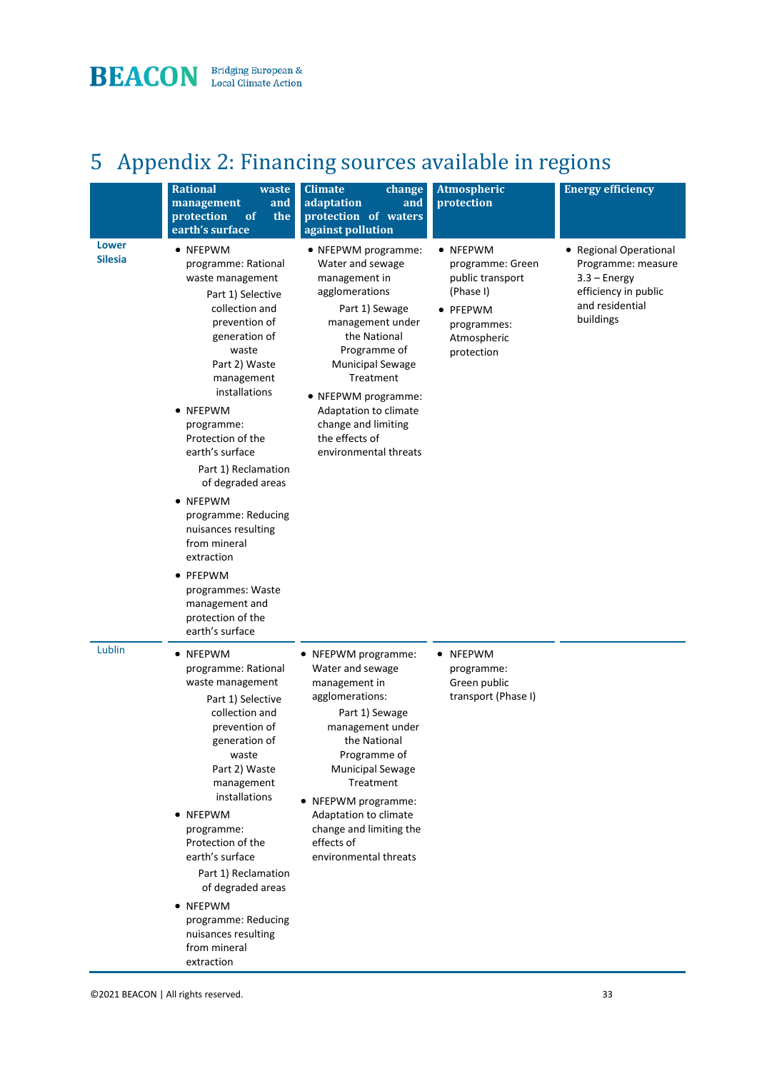# 5 Appendix 2: Financing sources available in regions

| | Rational waste management and protection of the earth's surface | Climate change adaptation and protection of waters against pollution | Atmospheric protection | Energy efficiency |
|---|---|---|---|---|
| **Lower Silesia** | • NFEPWM programme: Rational waste management<br>Part 1) Selective collection and prevention of generation of waste<br>Part 2) Waste management installations<br>• NFEPWM programme: Protection of the earth's surface<br>Part 1) Reclamation of degraded areas<br>• NFEPWM programme: Reducing nuisances resulting from mineral extraction<br>• PFEPWM programmes: Waste management and protection of the earth's surface | • NFEPWM programme: Water and sewage management in agglomerations<br>Part 1) Sewage management under the National Programme of Municipal Sewage Treatment<br>• NFEPWM programme: Adaptation to climate change and limiting the effects of environmental threats | • NFEPWM programme: Green public transport (Phase I)<br>• PFEPWM programmes: Atmospheric protection | • Regional Operational Programme: measure 3.3 – Energy efficiency in public and residential buildings |
| Lublin | • NFEPWM programme: Rational waste management<br>Part 1) Selective collection and prevention of generation of waste<br>Part 2) Waste management installations<br>• NFEPWM programme: Protection of the earth's surface<br>Part 1) Reclamation of degraded areas<br>• NFEPWM programme: Reducing nuisances resulting from mineral extraction | • NFEPWM programme: Water and sewage management in agglomerations:<br>Part 1) Sewage management under the National Programme of Municipal Sewage Treatment<br>• NFEPWM programme: Adaptation to climate change and limiting the effects of environmental threats | • NFEPWM programme: Green public transport (Phase I) | |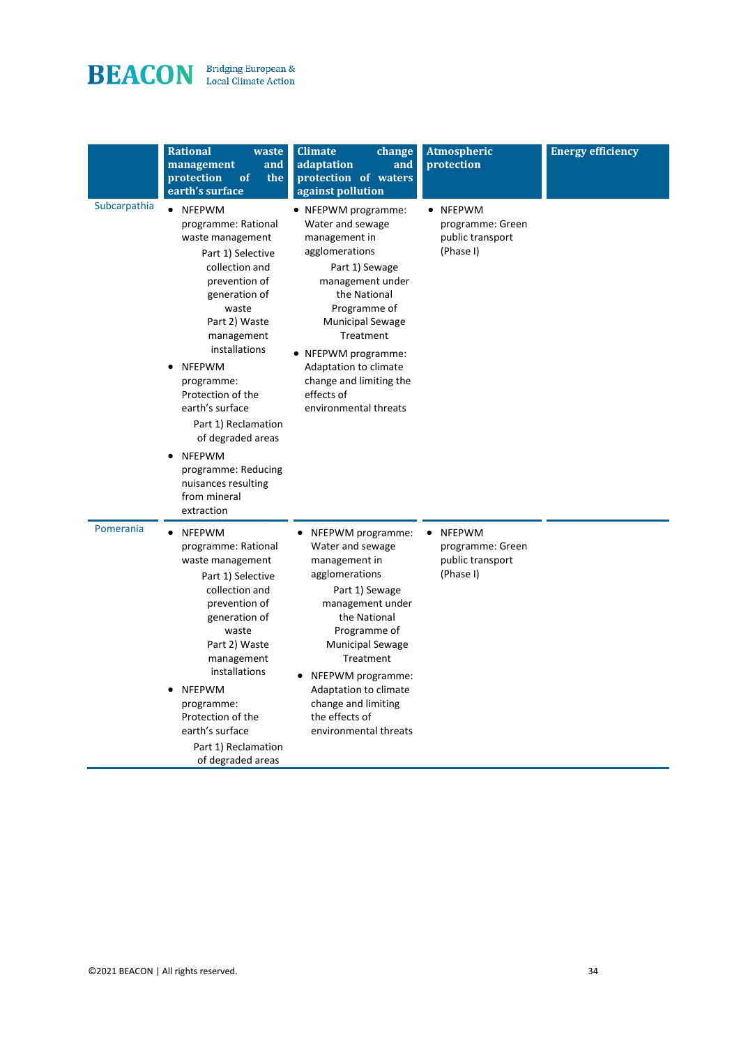| | Rational waste management and protection of the earth's surface | Climate change adaptation and protection of waters against pollution | Atmospheric protection | Energy efficiency |
|---|---|---|---|---|
| Subcarpathia | • NFEPWM programme: Rational waste management<br>Part 1) Selective collection and prevention of generation of waste<br>Part 2) Waste management installations<br>• NFEPWM programme: Protection of the earth's surface<br>Part 1) Reclamation of degraded areas<br>• NFEPWM programme: Reducing nuisances resulting from mineral extraction | • NFEPWM programme: Water and sewage management in agglomerations<br>Part 1) Sewage management under the National Programme of Municipal Sewage Treatment<br>• NFEPWM programme: Adaptation to climate change and limiting the effects of environmental threats | • NFEPWM programme: Green public transport (Phase I) | |
| Pomerania | • NFEPWM programme: Rational waste management<br>Part 1) Selective collection and prevention of generation of waste<br>Part 2) Waste management installations<br>• NFEPWM programme: Protection of the earth's surface<br>Part 1) Reclamation of degraded areas | • NFEPWM programme: Water and sewage management in agglomerations<br>Part 1) Sewage management under the National Programme of Municipal Sewage Treatment<br>• NFEPWM programme: Adaptation to climate change and limiting the effects of environmental threats | • NFEPWM programme: Green public transport (Phase I) | |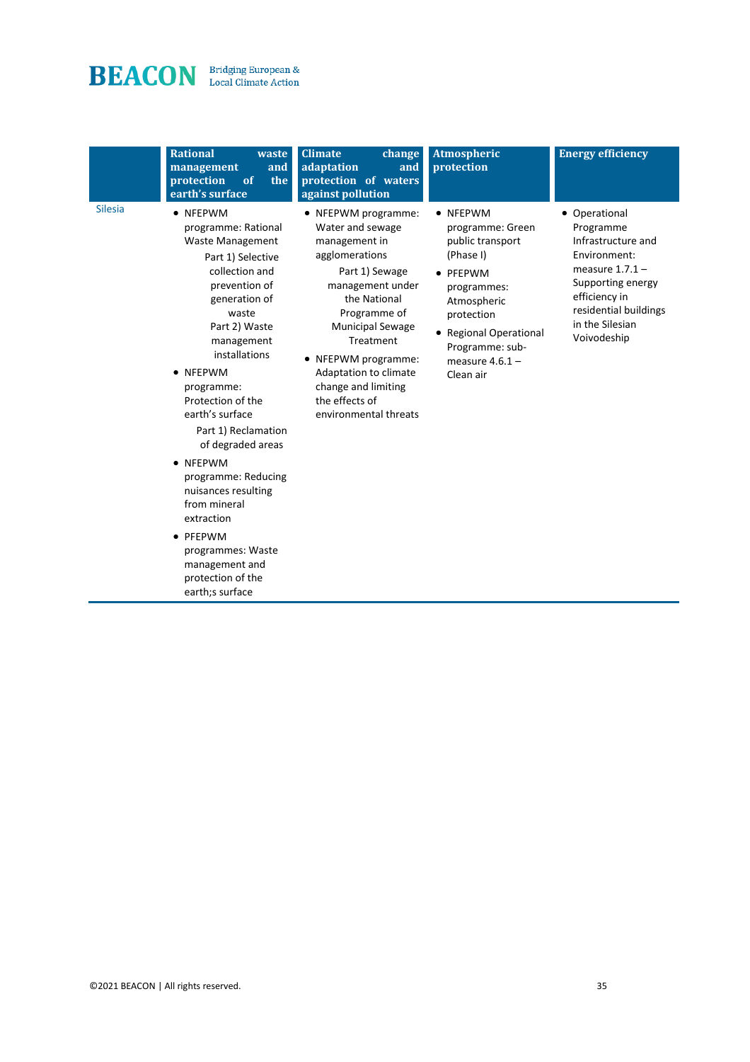| | Rational waste management and protection of the earth's surface | Climate change adaptation and protection of waters against pollution | Atmospheric protection | Energy efficiency |
|---|---|---|---|---|
| Silesia | • NFEPWM programme: Rational Waste Management<br>Part 1) Selective collection and prevention of generation of waste<br>Part 2) Waste management installations<br>• NFEPWM programme: Protection of the earth's surface<br>Part 1) Reclamation of degraded areas<br>• NFEPWM programme: Reducing nuisances resulting from mineral extraction<br>• PFEPWM programmes: Waste management and protection of the earth;s surface | • NFEPWM programme: Water and sewage management in agglomerations<br>Part 1) Sewage management under the National Programme of Municipal Sewage Treatment<br>• NFEPWM programme: Adaptation to climate change and limiting the effects of environmental threats | • NFEPWM programme: Green public transport (Phase I)<br>• PFEPWM programmes: Atmospheric protection<br>• Regional Operational Programme: sub-measure 4.6.1 – Clean air | • Operational Programme Infrastructure and Environment: measure 1.7.1 – Supporting energy efficiency in residential buildings in the Silesian Voivodeship |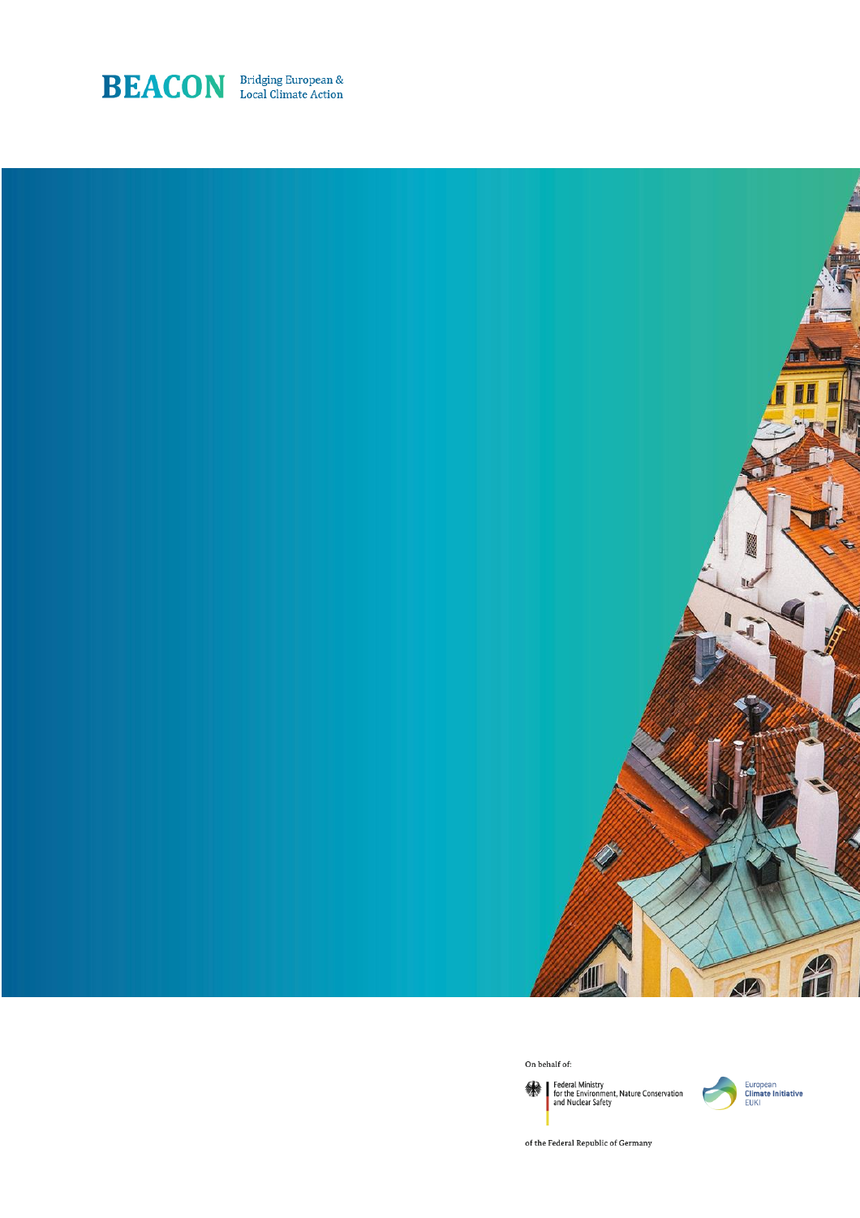**BEACON** Bridging European & Local Climate Action

On behalf of:

Federal Ministry for the Environment, Nature Conservation and Nuclear Safety

European Climate Initiative EUKI

of the Federal Republic of Germany